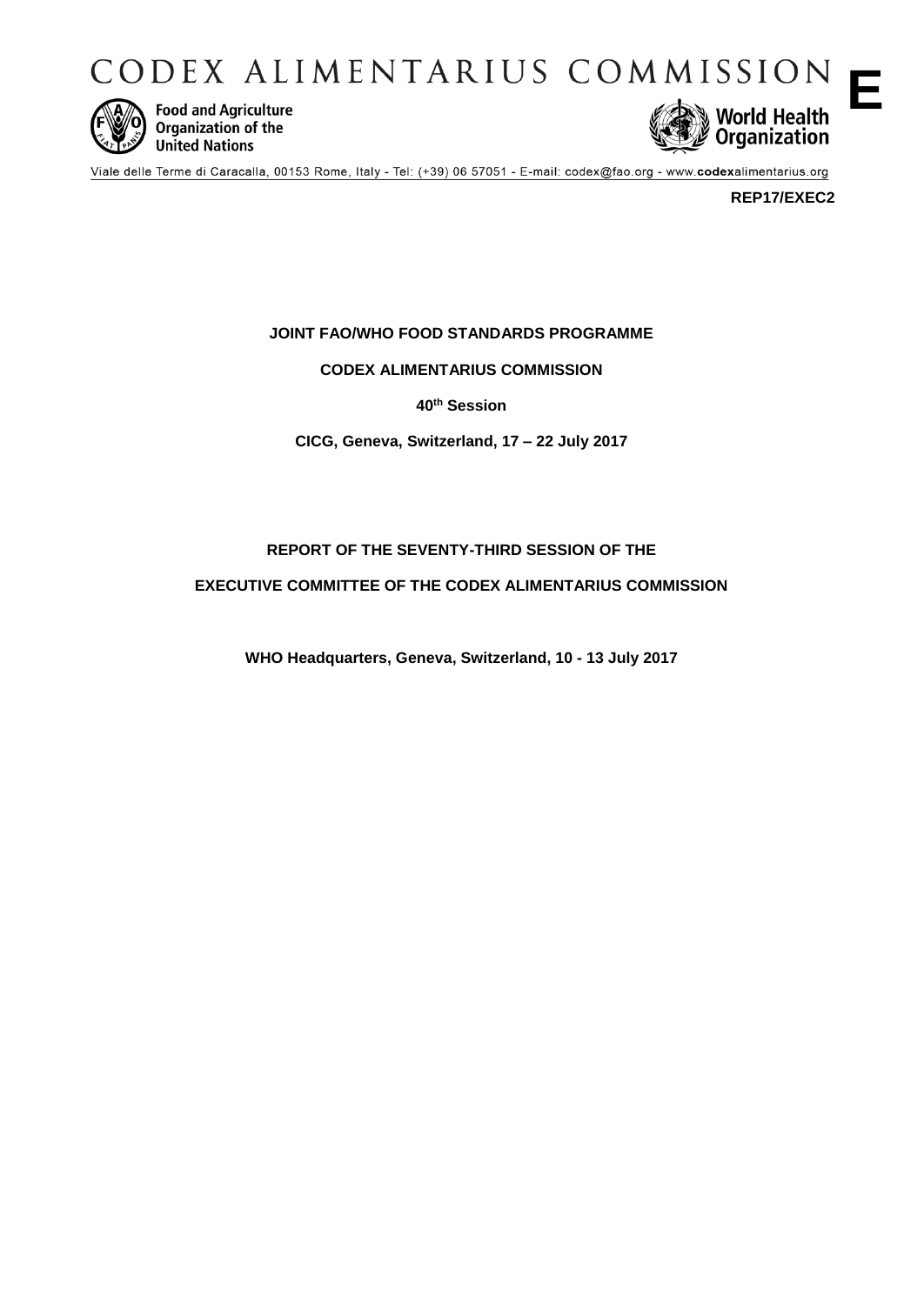# CODEX ALIMENTARIUS COMMISSION

**E**

Food and Agriculture Organization of the United Nations

World Health Organization

Viale delle Terme di Caracalla, 00153 Rome, Italy - Tel: (+39) 06 57051 - E-mail: codex@fao.org - www.codexalimentarius.org

**REP17/EXEC2**

**JOINT FAO/WHO FOOD STANDARDS PROGRAMME**

**CODEX ALIMENTARIUS COMMISSION**

**40th Session**

**CICG, Geneva, Switzerland, 17 – 22 July 2017**

**REPORT OF THE SEVENTY-THIRD SESSION OF THE**

**EXECUTIVE COMMITTEE OF THE CODEX ALIMENTARIUS COMMISSION**

**WHO Headquarters, Geneva, Switzerland, 10 - 13 July 2017**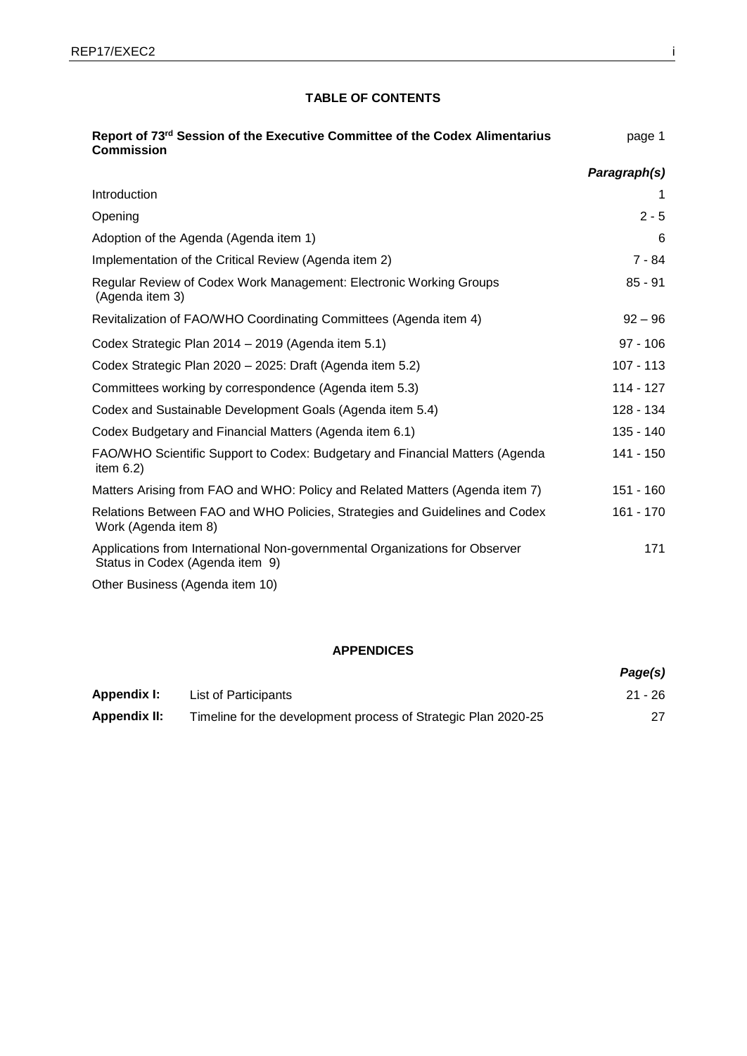# TABLE OF CONTENTS

| **Report of 73rd Session of the Executive Committee of the Codex Alimentarius Commission** | page 1 |
|---|---|
| | ***Paragraph(s)*** |
| Introduction | 1 |
| Opening | 2 - 5 |
| Adoption of the Agenda (Agenda item 1) | 6 |
| Implementation of the Critical Review (Agenda item 2) | 7 - 84 |
| Regular Review of Codex Work Management: Electronic Working Groups (Agenda item 3) | 85 - 91 |
| Revitalization of FAO/WHO Coordinating Committees (Agenda item 4) | 92 – 96 |
| Codex Strategic Plan 2014 – 2019 (Agenda item 5.1) | 97 - 106 |
| Codex Strategic Plan 2020 – 2025: Draft (Agenda item 5.2) | 107 - 113 |
| Committees working by correspondence (Agenda item 5.3) | 114 - 127 |
| Codex and Sustainable Development Goals (Agenda item 5.4) | 128 - 134 |
| Codex Budgetary and Financial Matters (Agenda item 6.1) | 135 - 140 |
| FAO/WHO Scientific Support to Codex: Budgetary and Financial Matters (Agenda item 6.2) | 141 - 150 |
| Matters Arising from FAO and WHO: Policy and Related Matters (Agenda item 7) | 151 - 160 |
| Relations Between FAO and WHO Policies, Strategies and Guidelines and Codex Work (Agenda item 8) | 161 - 170 |
| Applications from International Non-governmental Organizations for Observer Status in Codex (Agenda item 9) | 171 |
| Other Business (Agenda item 10) | |

## APPENDICES

| | | ***Page(s)*** |
|---|---|---|
| **Appendix I:** | List of Participants | 21 - 26 |
| **Appendix II:** | Timeline for the development process of Strategic Plan 2020-25 | 27 |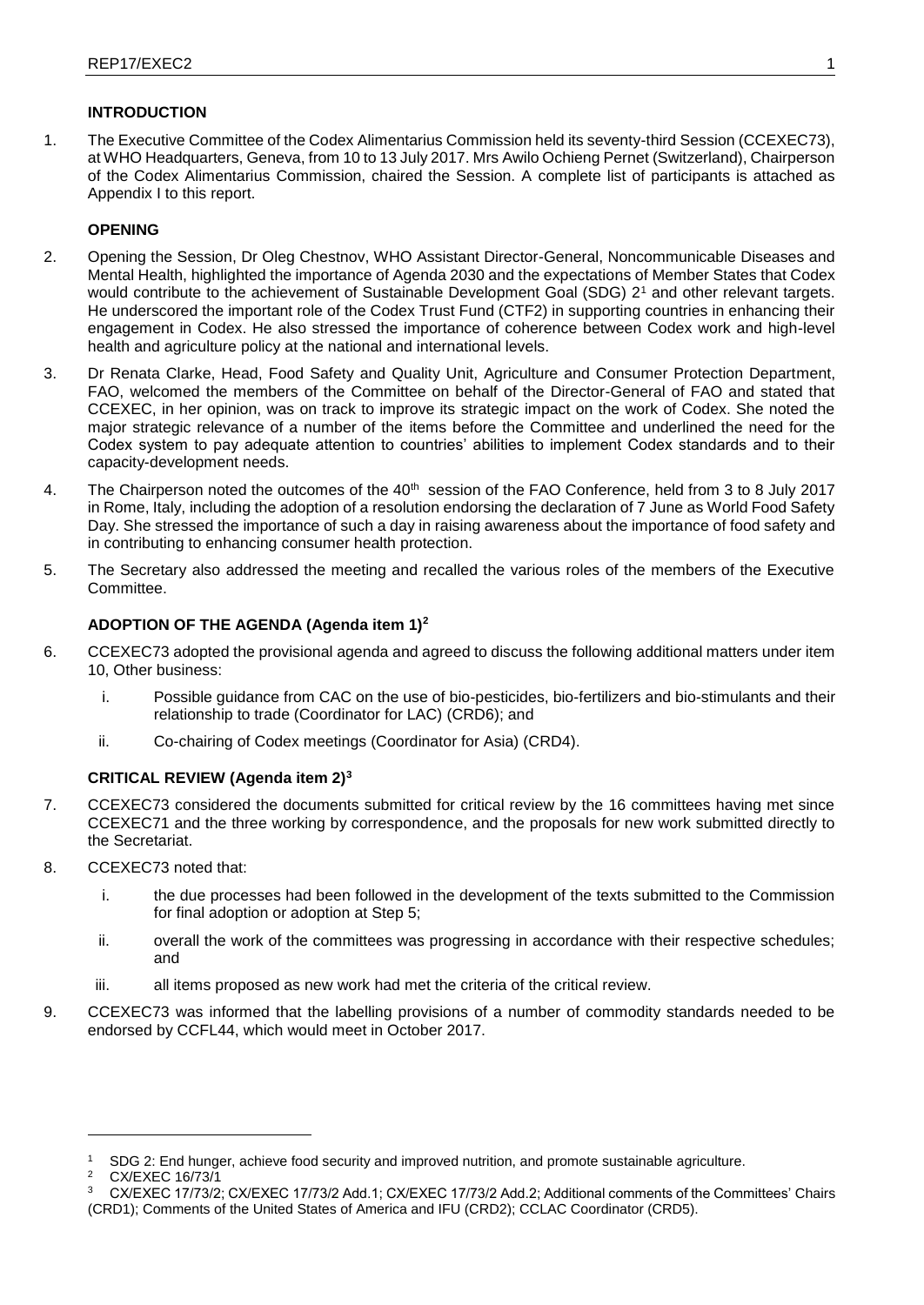## INTRODUCTION

1. The Executive Committee of the Codex Alimentarius Commission held its seventy-third Session (CCEXEC73), at WHO Headquarters, Geneva, from 10 to 13 July 2017. Mrs Awilo Ochieng Pernet (Switzerland), Chairperson of the Codex Alimentarius Commission, chaired the Session. A complete list of participants is attached as Appendix I to this report.

## OPENING

2. Opening the Session, Dr Oleg Chestnov, WHO Assistant Director-General, Noncommunicable Diseases and Mental Health, highlighted the importance of Agenda 2030 and the expectations of Member States that Codex would contribute to the achievement of Sustainable Development Goal (SDG) 2[1] and other relevant targets. He underscored the important role of the Codex Trust Fund (CTF2) in supporting countries in enhancing their engagement in Codex. He also stressed the importance of coherence between Codex work and high-level health and agriculture policy at the national and international levels.

3. Dr Renata Clarke, Head, Food Safety and Quality Unit, Agriculture and Consumer Protection Department, FAO, welcomed the members of the Committee on behalf of the Director-General of FAO and stated that CCEXEC, in her opinion, was on track to improve its strategic impact on the work of Codex. She noted the major strategic relevance of a number of the items before the Committee and underlined the need for the Codex system to pay adequate attention to countries' abilities to implement Codex standards and to their capacity-development needs.

4. The Chairperson noted the outcomes of the 40th session of the FAO Conference, held from 3 to 8 July 2017 in Rome, Italy, including the adoption of a resolution endorsing the declaration of 7 June as World Food Safety Day. She stressed the importance of such a day in raising awareness about the importance of food safety and in contributing to enhancing consumer health protection.

5. The Secretary also addressed the meeting and recalled the various roles of the members of the Executive Committee.

## ADOPTION OF THE AGENDA (Agenda item 1)[2]

6. CCEXEC73 adopted the provisional agenda and agreed to discuss the following additional matters under item 10, Other business:

   i. Possible guidance from CAC on the use of bio-pesticides, bio-fertilizers and bio-stimulants and their relationship to trade (Coordinator for LAC) (CRD6); and

   ii. Co-chairing of Codex meetings (Coordinator for Asia) (CRD4).

## CRITICAL REVIEW (Agenda item 2)[3]

7. CCEXEC73 considered the documents submitted for critical review by the 16 committees having met since CCEXEC71 and the three working by correspondence, and the proposals for new work submitted directly to the Secretariat.

8. CCEXEC73 noted that:

   i. the due processes had been followed in the development of the texts submitted to the Commission for final adoption or adoption at Step 5;

   ii. overall the work of the committees was progressing in accordance with their respective schedules; and

   iii. all items proposed as new work had met the criteria of the critical review.

9. CCEXEC73 was informed that the labelling provisions of a number of commodity standards needed to be endorsed by CCFL44, which would meet in October 2017.

---

[1] SDG 2: End hunger, achieve food security and improved nutrition, and promote sustainable agriculture.

[2] CX/EXEC 16/73/1

[3] CX/EXEC 17/73/2; CX/EXEC 17/73/2 Add.1; CX/EXEC 17/73/2 Add.2; Additional comments of the Committees' Chairs (CRD1); Comments of the United States of America and IFU (CRD2); CCLAC Coordinator (CRD5).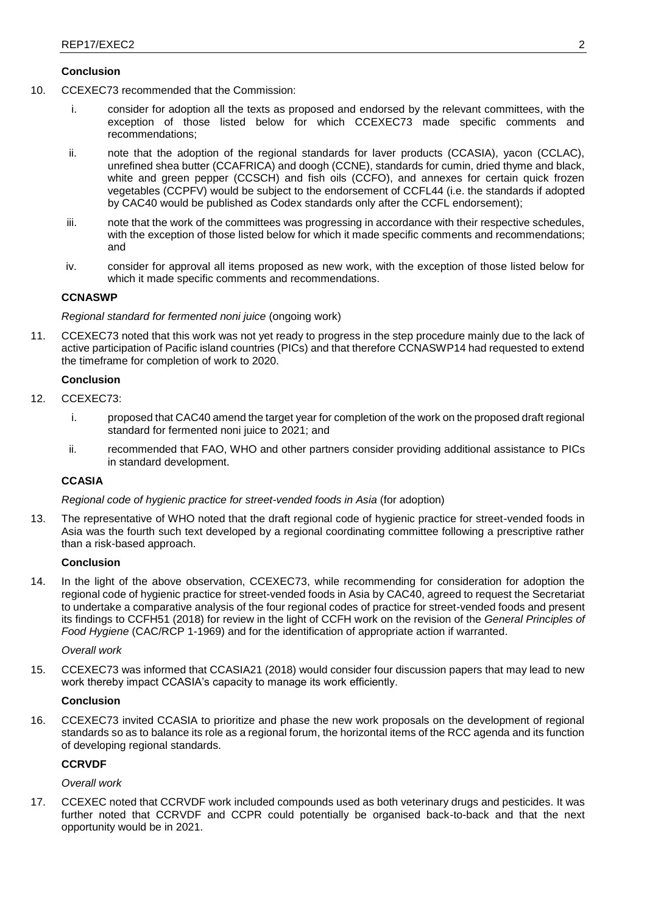**Conclusion**

10. CCEXEC73 recommended that the Commission:

    i. consider for adoption all the texts as proposed and endorsed by the relevant committees, with the exception of those listed below for which CCEXEC73 made specific comments and recommendations;

    ii. note that the adoption of the regional standards for laver products (CCASIA), yacon (CCLAC), unrefined shea butter (CCAFRICA) and doogh (CCNE), standards for cumin, dried thyme and black, white and green pepper (CCSCH) and fish oils (CCFO), and annexes for certain quick frozen vegetables (CCPFV) would be subject to the endorsement of CCFL44 (i.e. the standards if adopted by CAC40 would be published as Codex standards only after the CCFL endorsement);

    iii. note that the work of the committees was progressing in accordance with their respective schedules, with the exception of those listed below for which it made specific comments and recommendations; and

    iv. consider for approval all items proposed as new work, with the exception of those listed below for which it made specific comments and recommendations.

**CCNASWP**

*Regional standard for fermented noni juice* (ongoing work)

11. CCEXEC73 noted that this work was not yet ready to progress in the step procedure mainly due to the lack of active participation of Pacific island countries (PICs) and that therefore CCNASWP14 had requested to extend the timeframe for completion of work to 2020.

**Conclusion**

12. CCEXEC73:

    i. proposed that CAC40 amend the target year for completion of the work on the proposed draft regional standard for fermented noni juice to 2021; and

    ii. recommended that FAO, WHO and other partners consider providing additional assistance to PICs in standard development.

**CCASIA**

*Regional code of hygienic practice for street-vended foods in Asia* (for adoption)

13. The representative of WHO noted that the draft regional code of hygienic practice for street-vended foods in Asia was the fourth such text developed by a regional coordinating committee following a prescriptive rather than a risk-based approach.

**Conclusion**

14. In the light of the above observation, CCEXEC73, while recommending for consideration for adoption the regional code of hygienic practice for street-vended foods in Asia by CAC40, agreed to request the Secretariat to undertake a comparative analysis of the four regional codes of practice for street-vended foods and present its findings to CCFH51 (2018) for review in the light of CCFH work on the revision of the *General Principles of Food Hygiene* (CAC/RCP 1-1969) and for the identification of appropriate action if warranted.

*Overall work*

15. CCEXEC73 was informed that CCASIA21 (2018) would consider four discussion papers that may lead to new work thereby impact CCASIA's capacity to manage its work efficiently.

**Conclusion**

16. CCEXEC73 invited CCASIA to prioritize and phase the new work proposals on the development of regional standards so as to balance its role as a regional forum, the horizontal items of the RCC agenda and its function of developing regional standards.

**CCRVDF**

*Overall work*

17. CCEXEC noted that CCRVDF work included compounds used as both veterinary drugs and pesticides. It was further noted that CCRVDF and CCPR could potentially be organised back-to-back and that the next opportunity would be in 2021.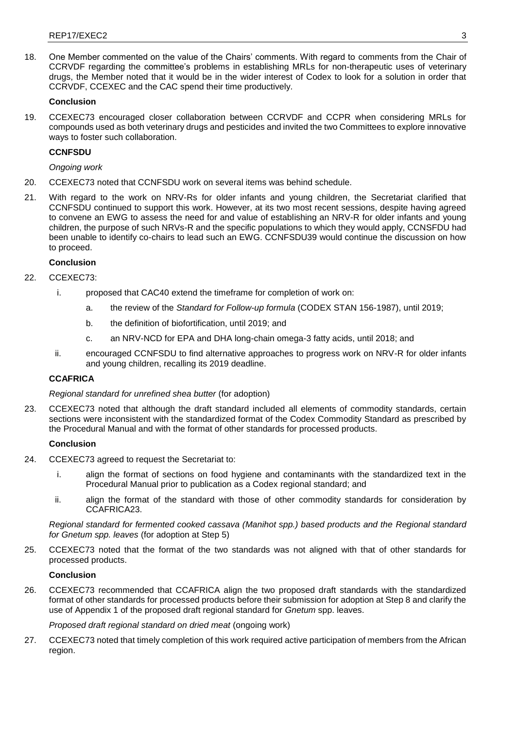18. One Member commented on the value of the Chairs' comments. With regard to comments from the Chair of CCRVDF regarding the committee's problems in establishing MRLs for non-therapeutic uses of veterinary drugs, the Member noted that it would be in the wider interest of Codex to look for a solution in order that CCRVDF, CCEXEC and the CAC spend their time productively.

**Conclusion**

19. CCEXEC73 encouraged closer collaboration between CCRVDF and CCPR when considering MRLs for compounds used as both veterinary drugs and pesticides and invited the two Committees to explore innovative ways to foster such collaboration.

**CCNFSDU**

*Ongoing work*

20. CCEXEC73 noted that CCNFSDU work on several items was behind schedule.

21. With regard to the work on NRV-Rs for older infants and young children, the Secretariat clarified that CCNFSDU continued to support this work. However, at its two most recent sessions, despite having agreed to convene an EWG to assess the need for and value of establishing an NRV-R for older infants and young children, the purpose of such NRVs-R and the specific populations to which they would apply, CCNSFDU had been unable to identify co-chairs to lead such an EWG. CCNFSDU39 would continue the discussion on how to proceed.

**Conclusion**

22. CCEXEC73:
    i. proposed that CAC40 extend the timeframe for completion of work on:
        a. the review of the *Standard for Follow-up formula* (CODEX STAN 156-1987), until 2019;
        b. the definition of biofortification, until 2019; and
        c. an NRV-NCD for EPA and DHA long-chain omega-3 fatty acids, until 2018; and
    ii. encouraged CCNFSDU to find alternative approaches to progress work on NRV-R for older infants and young children, recalling its 2019 deadline.

**CCAFRICA**

*Regional standard for unrefined shea butter* (for adoption)

23. CCEXEC73 noted that although the draft standard included all elements of commodity standards, certain sections were inconsistent with the standardized format of the Codex Commodity Standard as prescribed by the Procedural Manual and with the format of other standards for processed products.

**Conclusion**

24. CCEXEC73 agreed to request the Secretariat to:
    i. align the format of sections on food hygiene and contaminants with the standardized text in the Procedural Manual prior to publication as a Codex regional standard; and
    ii. align the format of the standard with those of other commodity standards for consideration by CCAFRICA23.

*Regional standard for fermented cooked cassava (Manihot spp.) based products and the Regional standard for Gnetum spp. leaves* (for adoption at Step 5)

25. CCEXEC73 noted that the format of the two standards was not aligned with that of other standards for processed products.

**Conclusion**

26. CCEXEC73 recommended that CCAFRICA align the two proposed draft standards with the standardized format of other standards for processed products before their submission for adoption at Step 8 and clarify the use of Appendix 1 of the proposed draft regional standard for *Gnetum* spp. leaves.

*Proposed draft regional standard on dried meat* (ongoing work)

27. CCEXEC73 noted that timely completion of this work required active participation of members from the African region.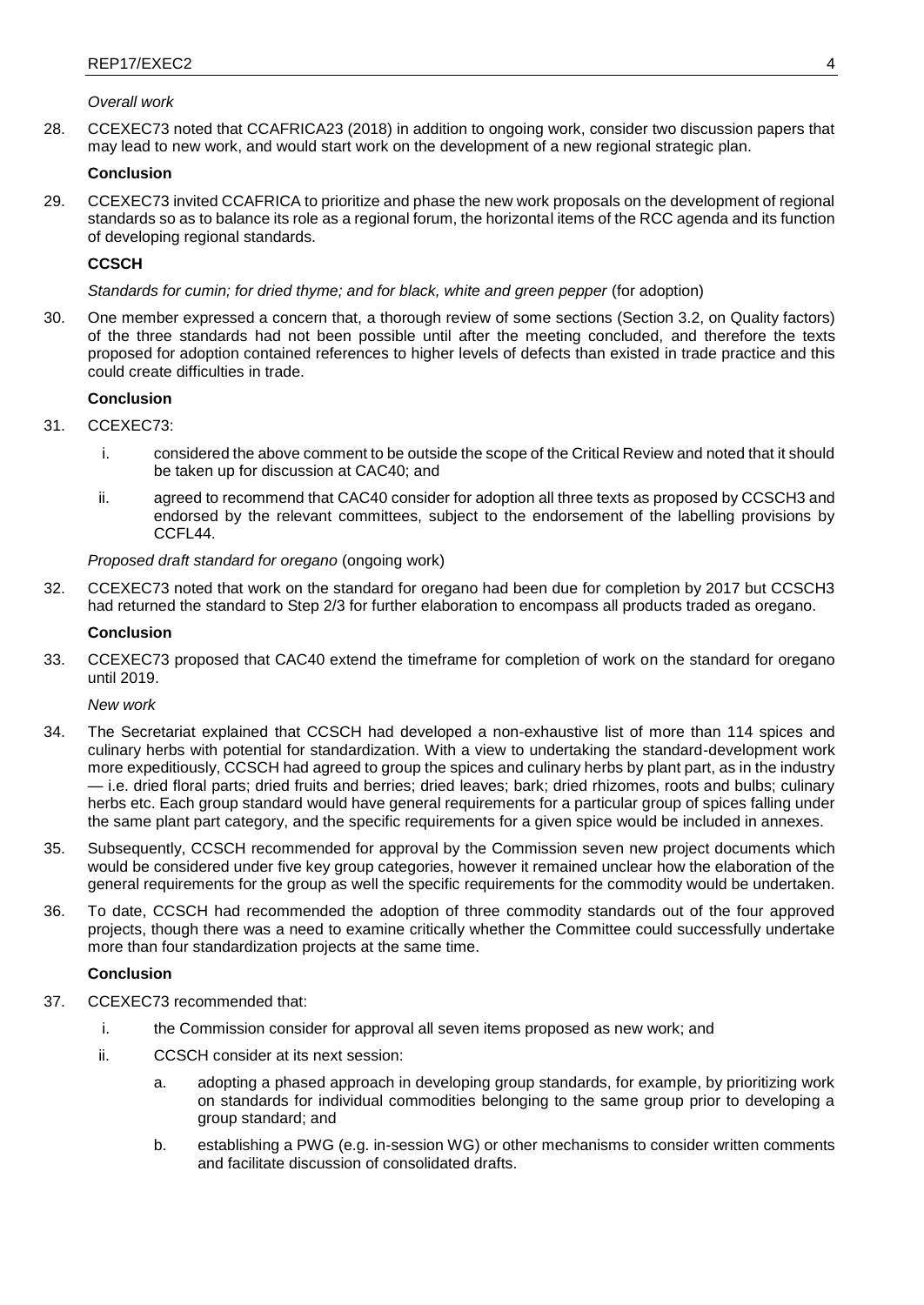*Overall work*

28. CCEXEC73 noted that CCAFRICA23 (2018) in addition to ongoing work, consider two discussion papers that may lead to new work, and would start work on the development of a new regional strategic plan.

**Conclusion**

29. CCEXEC73 invited CCAFRICA to prioritize and phase the new work proposals on the development of regional standards so as to balance its role as a regional forum, the horizontal items of the RCC agenda and its function of developing regional standards.

**CCSCH**

*Standards for cumin; for dried thyme; and for black, white and green pepper* (for adoption)

30. One member expressed a concern that, a thorough review of some sections (Section 3.2, on Quality factors) of the three standards had not been possible until after the meeting concluded, and therefore the texts proposed for adoption contained references to higher levels of defects than existed in trade practice and this could create difficulties in trade.

**Conclusion**

31. CCEXEC73:

    i. considered the above comment to be outside the scope of the Critical Review and noted that it should be taken up for discussion at CAC40; and

    ii. agreed to recommend that CAC40 consider for adoption all three texts as proposed by CCSCH3 and endorsed by the relevant committees, subject to the endorsement of the labelling provisions by CCFL44.

*Proposed draft standard for oregano* (ongoing work)

32. CCEXEC73 noted that work on the standard for oregano had been due for completion by 2017 but CCSCH3 had returned the standard to Step 2/3 for further elaboration to encompass all products traded as oregano.

**Conclusion**

33. CCEXEC73 proposed that CAC40 extend the timeframe for completion of work on the standard for oregano until 2019.

*New work*

34. The Secretariat explained that CCSCH had developed a non-exhaustive list of more than 114 spices and culinary herbs with potential for standardization. With a view to undertaking the standard-development work more expeditiously, CCSCH had agreed to group the spices and culinary herbs by plant part, as in the industry — i.e. dried floral parts; dried fruits and berries; dried leaves; bark; dried rhizomes, roots and bulbs; culinary herbs etc. Each group standard would have general requirements for a particular group of spices falling under the same plant part category, and the specific requirements for a given spice would be included in annexes.

35. Subsequently, CCSCH recommended for approval by the Commission seven new project documents which would be considered under five key group categories, however it remained unclear how the elaboration of the general requirements for the group as well the specific requirements for the commodity would be undertaken.

36. To date, CCSCH had recommended the adoption of three commodity standards out of the four approved projects, though there was a need to examine critically whether the Committee could successfully undertake more than four standardization projects at the same time.

**Conclusion**

37. CCEXEC73 recommended that:

    i. the Commission consider for approval all seven items proposed as new work; and

    ii. CCSCH consider at its next session:

        a. adopting a phased approach in developing group standards, for example, by prioritizing work on standards for individual commodities belonging to the same group prior to developing a group standard; and

        b. establishing a PWG (e.g. in-session WG) or other mechanisms to consider written comments and facilitate discussion of consolidated drafts.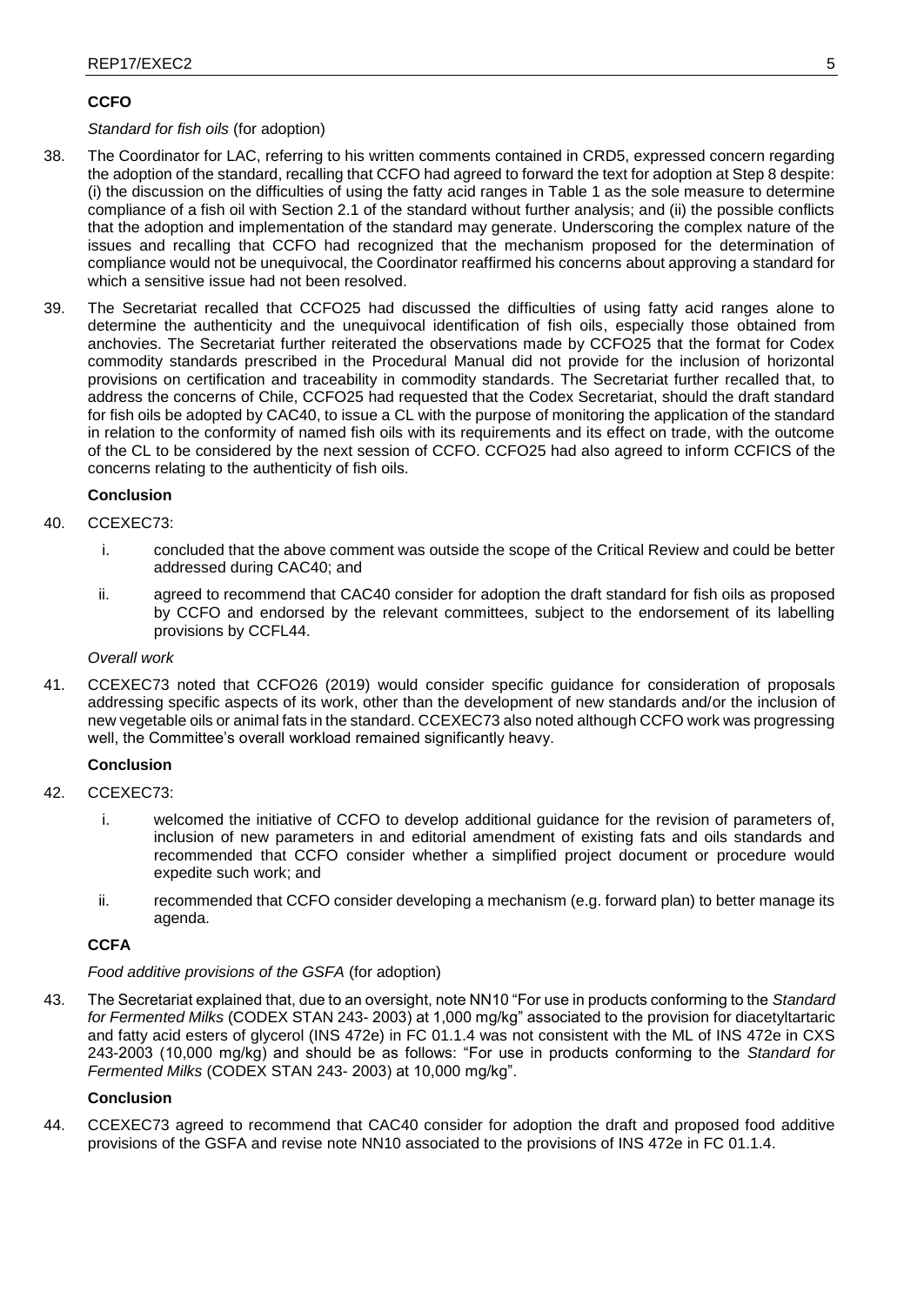## CCFO

*Standard for fish oils* (for adoption)

38. The Coordinator for LAC, referring to his written comments contained in CRD5, expressed concern regarding the adoption of the standard, recalling that CCFO had agreed to forward the text for adoption at Step 8 despite: (i) the discussion on the difficulties of using the fatty acid ranges in Table 1 as the sole measure to determine compliance of a fish oil with Section 2.1 of the standard without further analysis; and (ii) the possible conflicts that the adoption and implementation of the standard may generate. Underscoring the complex nature of the issues and recalling that CCFO had recognized that the mechanism proposed for the determination of compliance would not be unequivocal, the Coordinator reaffirmed his concerns about approving a standard for which a sensitive issue had not been resolved.

39. The Secretariat recalled that CCFO25 had discussed the difficulties of using fatty acid ranges alone to determine the authenticity and the unequivocal identification of fish oils, especially those obtained from anchovies. The Secretariat further reiterated the observations made by CCFO25 that the format for Codex commodity standards prescribed in the Procedural Manual did not provide for the inclusion of horizontal provisions on certification and traceability in commodity standards. The Secretariat further recalled that, to address the concerns of Chile, CCFO25 had requested that the Codex Secretariat, should the draft standard for fish oils be adopted by CAC40, to issue a CL with the purpose of monitoring the application of the standard in relation to the conformity of named fish oils with its requirements and its effect on trade, with the outcome of the CL to be considered by the next session of CCFO. CCFO25 had also agreed to inform CCFICS of the concerns relating to the authenticity of fish oils.

**Conclusion**

40. CCEXEC73:

    i. concluded that the above comment was outside the scope of the Critical Review and could be better addressed during CAC40; and

    ii. agreed to recommend that CAC40 consider for adoption the draft standard for fish oils as proposed by CCFO and endorsed by the relevant committees, subject to the endorsement of its labelling provisions by CCFL44.

*Overall work*

41. CCEXEC73 noted that CCFO26 (2019) would consider specific guidance for consideration of proposals addressing specific aspects of its work, other than the development of new standards and/or the inclusion of new vegetable oils or animal fats in the standard. CCEXEC73 also noted although CCFO work was progressing well, the Committee's overall workload remained significantly heavy.

**Conclusion**

42. CCEXEC73:

    i. welcomed the initiative of CCFO to develop additional guidance for the revision of parameters of, inclusion of new parameters in and editorial amendment of existing fats and oils standards and recommended that CCFO consider whether a simplified project document or procedure would expedite such work; and

    ii. recommended that CCFO consider developing a mechanism (e.g. forward plan) to better manage its agenda.

## CCFA

*Food additive provisions of the GSFA* (for adoption)

43. The Secretariat explained that, due to an oversight, note NN10 "For use in products conforming to the *Standard for Fermented Milks* (CODEX STAN 243- 2003) at 1,000 mg/kg" associated to the provision for diacetyltartaric and fatty acid esters of glycerol (INS 472e) in FC 01.1.4 was not consistent with the ML of INS 472e in CXS 243-2003 (10,000 mg/kg) and should be as follows: "For use in products conforming to the *Standard for Fermented Milks* (CODEX STAN 243- 2003) at 10,000 mg/kg".

**Conclusion**

44. CCEXEC73 agreed to recommend that CAC40 consider for adoption the draft and proposed food additive provisions of the GSFA and revise note NN10 associated to the provisions of INS 472e in FC 01.1.4.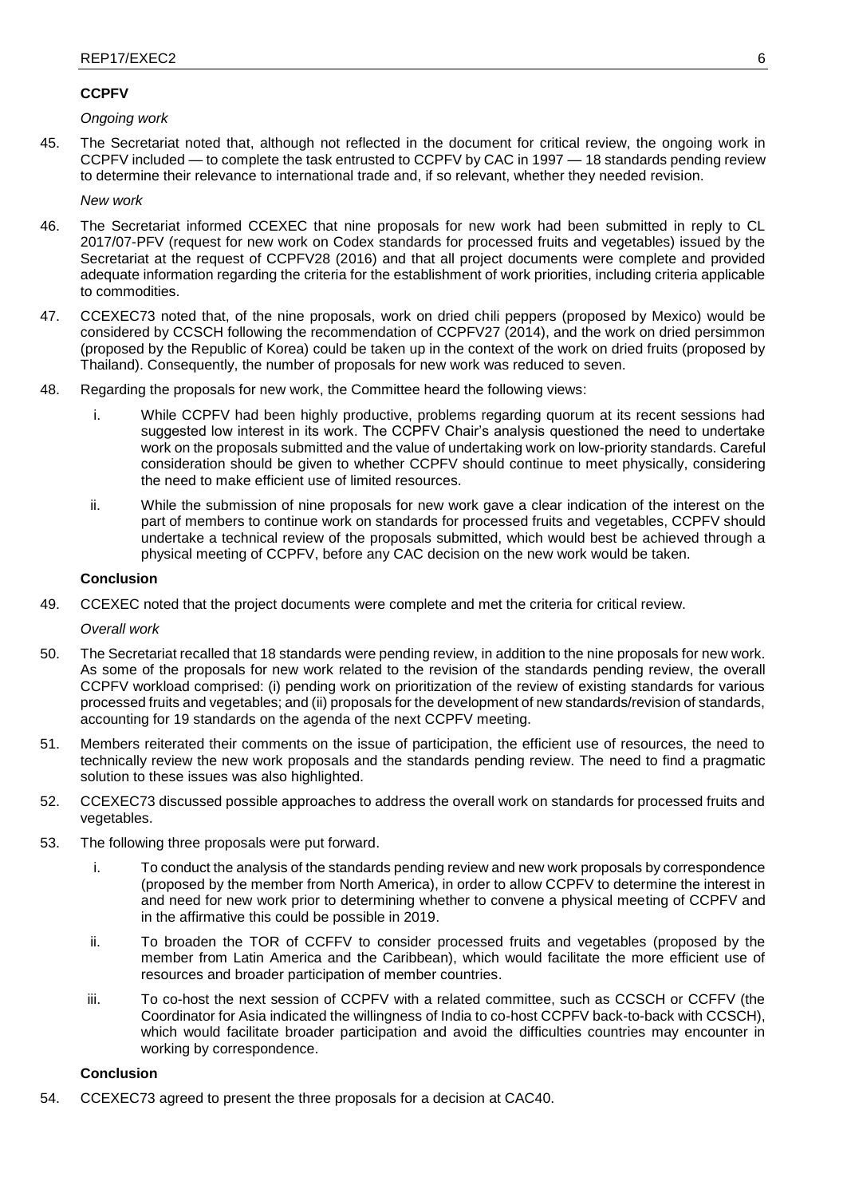**CCPFV**

*Ongoing work*

45. The Secretariat noted that, although not reflected in the document for critical review, the ongoing work in CCPFV included — to complete the task entrusted to CCPFV by CAC in 1997 — 18 standards pending review to determine their relevance to international trade and, if so relevant, whether they needed revision.

*New work*

46. The Secretariat informed CCEXEC that nine proposals for new work had been submitted in reply to CL 2017/07-PFV (request for new work on Codex standards for processed fruits and vegetables) issued by the Secretariat at the request of CCPFV28 (2016) and that all project documents were complete and provided adequate information regarding the criteria for the establishment of work priorities, including criteria applicable to commodities.

47. CCEXEC73 noted that, of the nine proposals, work on dried chili peppers (proposed by Mexico) would be considered by CCSCH following the recommendation of CCPFV27 (2014), and the work on dried persimmon (proposed by the Republic of Korea) could be taken up in the context of the work on dried fruits (proposed by Thailand). Consequently, the number of proposals for new work was reduced to seven.

48. Regarding the proposals for new work, the Committee heard the following views:

    i. While CCPFV had been highly productive, problems regarding quorum at its recent sessions had suggested low interest in its work. The CCPFV Chair's analysis questioned the need to undertake work on the proposals submitted and the value of undertaking work on low-priority standards. Careful consideration should be given to whether CCPFV should continue to meet physically, considering the need to make efficient use of limited resources.

    ii. While the submission of nine proposals for new work gave a clear indication of the interest on the part of members to continue work on standards for processed fruits and vegetables, CCPFV should undertake a technical review of the proposals submitted, which would best be achieved through a physical meeting of CCPFV, before any CAC decision on the new work would be taken.

**Conclusion**

49. CCEXEC noted that the project documents were complete and met the criteria for critical review.

*Overall work*

50. The Secretariat recalled that 18 standards were pending review, in addition to the nine proposals for new work. As some of the proposals for new work related to the revision of the standards pending review, the overall CCPFV workload comprised: (i) pending work on prioritization of the review of existing standards for various processed fruits and vegetables; and (ii) proposals for the development of new standards/revision of standards, accounting for 19 standards on the agenda of the next CCPFV meeting.

51. Members reiterated their comments on the issue of participation, the efficient use of resources, the need to technically review the new work proposals and the standards pending review. The need to find a pragmatic solution to these issues was also highlighted.

52. CCEXEC73 discussed possible approaches to address the overall work on standards for processed fruits and vegetables.

53. The following three proposals were put forward.

    i. To conduct the analysis of the standards pending review and new work proposals by correspondence (proposed by the member from North America), in order to allow CCPFV to determine the interest in and need for new work prior to determining whether to convene a physical meeting of CCPFV and in the affirmative this could be possible in 2019.

    ii. To broaden the TOR of CCFFV to consider processed fruits and vegetables (proposed by the member from Latin America and the Caribbean), which would facilitate the more efficient use of resources and broader participation of member countries.

    iii. To co-host the next session of CCPFV with a related committee, such as CCSCH or CCFFV (the Coordinator for Asia indicated the willingness of India to co-host CCPFV back-to-back with CCSCH), which would facilitate broader participation and avoid the difficulties countries may encounter in working by correspondence.

**Conclusion**

54. CCEXEC73 agreed to present the three proposals for a decision at CAC40.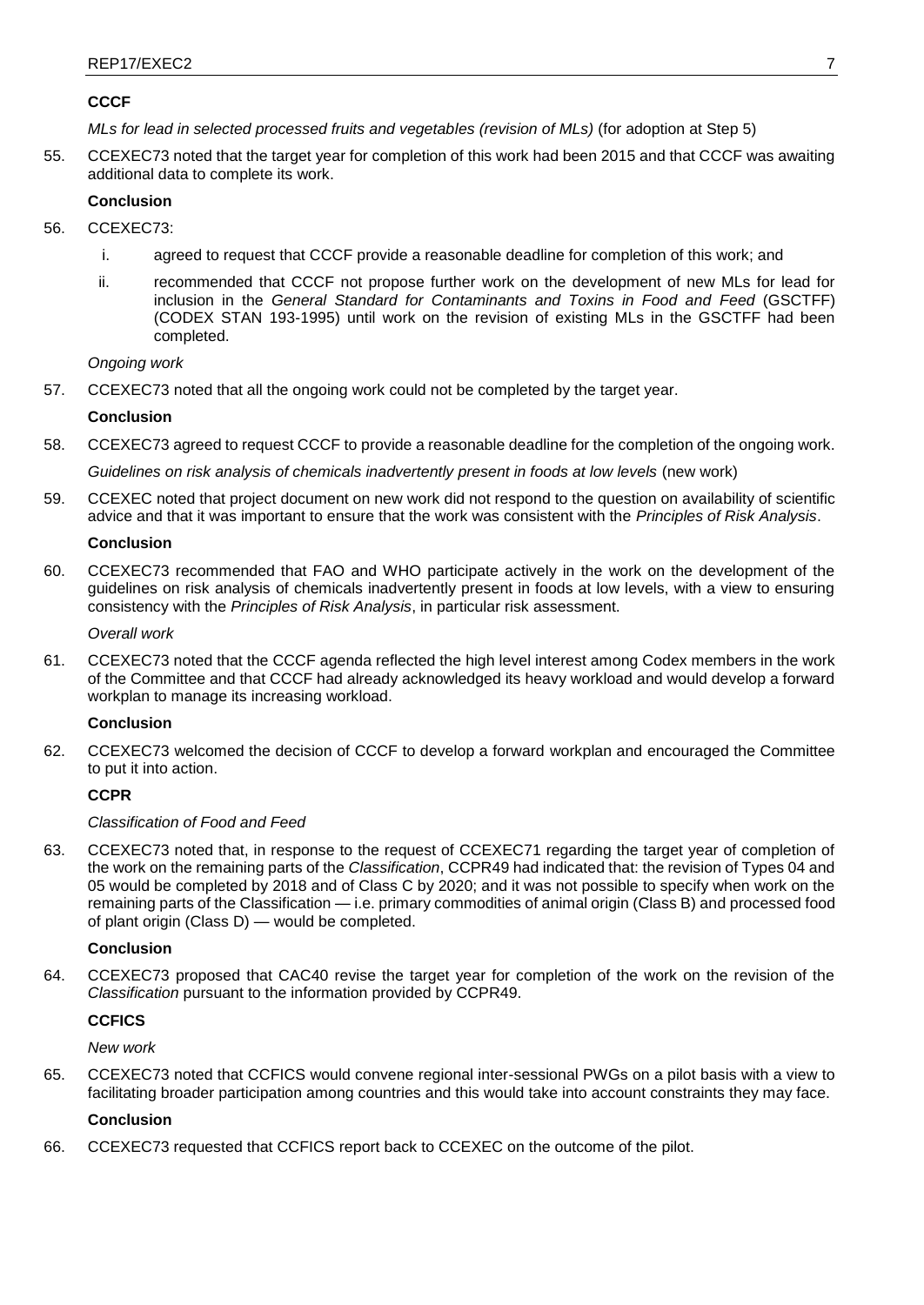**CCCF**

*MLs for lead in selected processed fruits and vegetables (revision of MLs)* (for adoption at Step 5)

55. CCEXEC73 noted that the target year for completion of this work had been 2015 and that CCCF was awaiting additional data to complete its work.

**Conclusion**

56. CCEXEC73:

    i. agreed to request that CCCF provide a reasonable deadline for completion of this work; and

    ii. recommended that CCCF not propose further work on the development of new MLs for lead for inclusion in the *General Standard for Contaminants and Toxins in Food and Feed* (GSCTFF) (CODEX STAN 193-1995) until work on the revision of existing MLs in the GSCTFF had been completed.

*Ongoing work*

57. CCEXEC73 noted that all the ongoing work could not be completed by the target year.

**Conclusion**

58. CCEXEC73 agreed to request CCCF to provide a reasonable deadline for the completion of the ongoing work.

*Guidelines on risk analysis of chemicals inadvertently present in foods at low levels* (new work)

59. CCEXEC noted that project document on new work did not respond to the question on availability of scientific advice and that it was important to ensure that the work was consistent with the *Principles of Risk Analysis*.

**Conclusion**

60. CCEXEC73 recommended that FAO and WHO participate actively in the work on the development of the guidelines on risk analysis of chemicals inadvertently present in foods at low levels, with a view to ensuring consistency with the *Principles of Risk Analysis*, in particular risk assessment.

*Overall work*

61. CCEXEC73 noted that the CCCF agenda reflected the high level interest among Codex members in the work of the Committee and that CCCF had already acknowledged its heavy workload and would develop a forward workplan to manage its increasing workload.

**Conclusion**

62. CCEXEC73 welcomed the decision of CCCF to develop a forward workplan and encouraged the Committee to put it into action.

**CCPR**

*Classification of Food and Feed*

63. CCEXEC73 noted that, in response to the request of CCEXEC71 regarding the target year of completion of the work on the remaining parts of the *Classification*, CCPR49 had indicated that: the revision of Types 04 and 05 would be completed by 2018 and of Class C by 2020; and it was not possible to specify when work on the remaining parts of the Classification — i.e. primary commodities of animal origin (Class B) and processed food of plant origin (Class D) — would be completed.

**Conclusion**

64. CCEXEC73 proposed that CAC40 revise the target year for completion of the work on the revision of the *Classification* pursuant to the information provided by CCPR49.

**CCFICS**

*New work*

65. CCEXEC73 noted that CCFICS would convene regional inter-sessional PWGs on a pilot basis with a view to facilitating broader participation among countries and this would take into account constraints they may face.

**Conclusion**

66. CCEXEC73 requested that CCFICS report back to CCEXEC on the outcome of the pilot.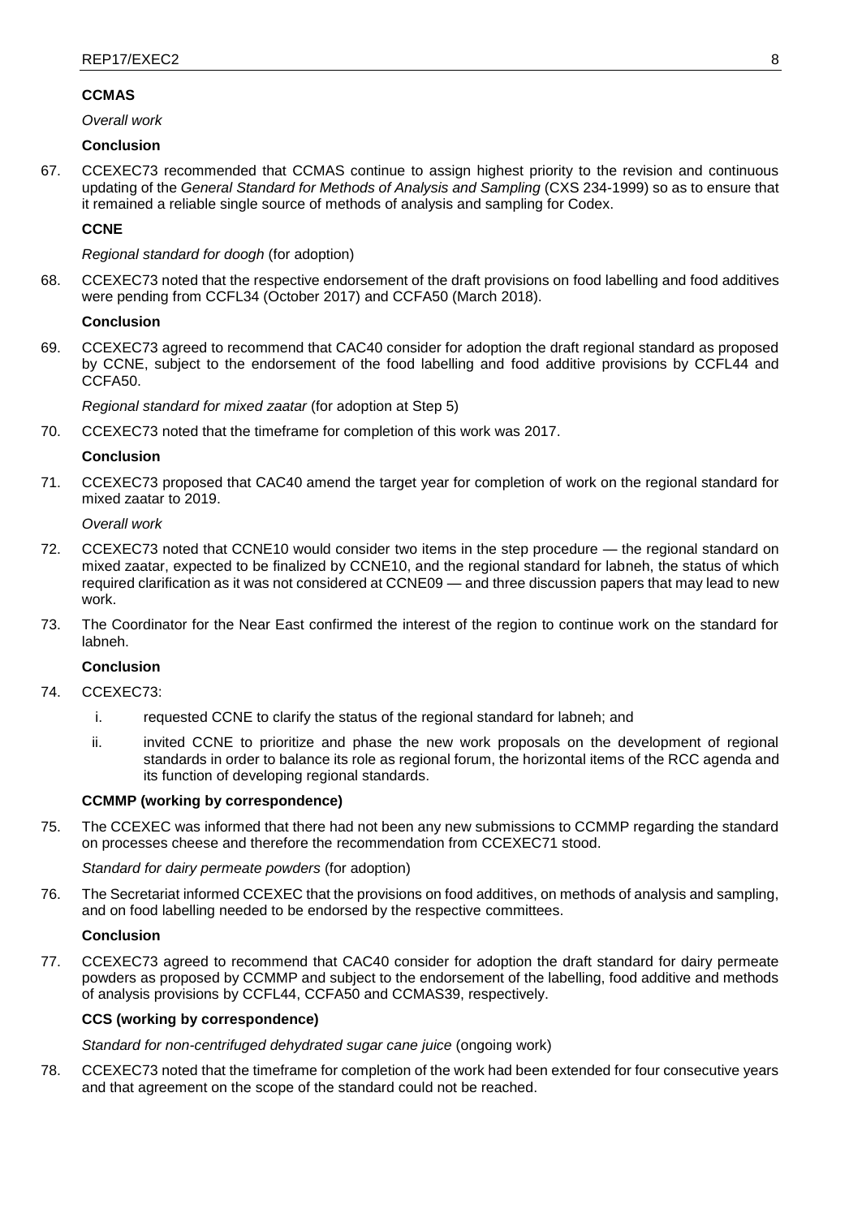**CCMAS**

*Overall work*

**Conclusion**

67. CCEXEC73 recommended that CCMAS continue to assign highest priority to the revision and continuous updating of the *General Standard for Methods of Analysis and Sampling* (CXS 234-1999) so as to ensure that it remained a reliable single source of methods of analysis and sampling for Codex.

**CCNE**

*Regional standard for doogh* (for adoption)

68. CCEXEC73 noted that the respective endorsement of the draft provisions on food labelling and food additives were pending from CCFL34 (October 2017) and CCFA50 (March 2018).

**Conclusion**

69. CCEXEC73 agreed to recommend that CAC40 consider for adoption the draft regional standard as proposed by CCNE, subject to the endorsement of the food labelling and food additive provisions by CCFL44 and CCFA50.

*Regional standard for mixed zaatar* (for adoption at Step 5)

70. CCEXEC73 noted that the timeframe for completion of this work was 2017.

**Conclusion**

71. CCEXEC73 proposed that CAC40 amend the target year for completion of work on the regional standard for mixed zaatar to 2019.

*Overall work*

72. CCEXEC73 noted that CCNE10 would consider two items in the step procedure — the regional standard on mixed zaatar, expected to be finalized by CCNE10, and the regional standard for labneh, the status of which required clarification as it was not considered at CCNE09 — and three discussion papers that may lead to new work.

73. The Coordinator for the Near East confirmed the interest of the region to continue work on the standard for labneh.

**Conclusion**

74. CCEXEC73:

    i. requested CCNE to clarify the status of the regional standard for labneh; and

    ii. invited CCNE to prioritize and phase the new work proposals on the development of regional standards in order to balance its role as regional forum, the horizontal items of the RCC agenda and its function of developing regional standards.

**CCMMP (working by correspondence)**

75. The CCEXEC was informed that there had not been any new submissions to CCMMP regarding the standard on processes cheese and therefore the recommendation from CCEXEC71 stood.

*Standard for dairy permeate powders* (for adoption)

76. The Secretariat informed CCEXEC that the provisions on food additives, on methods of analysis and sampling, and on food labelling needed to be endorsed by the respective committees.

**Conclusion**

77. CCEXEC73 agreed to recommend that CAC40 consider for adoption the draft standard for dairy permeate powders as proposed by CCMMP and subject to the endorsement of the labelling, food additive and methods of analysis provisions by CCFL44, CCFA50 and CCMAS39, respectively.

**CCS (working by correspondence)**

*Standard for non-centrifuged dehydrated sugar cane juice* (ongoing work)

78. CCEXEC73 noted that the timeframe for completion of the work had been extended for four consecutive years and that agreement on the scope of the standard could not be reached.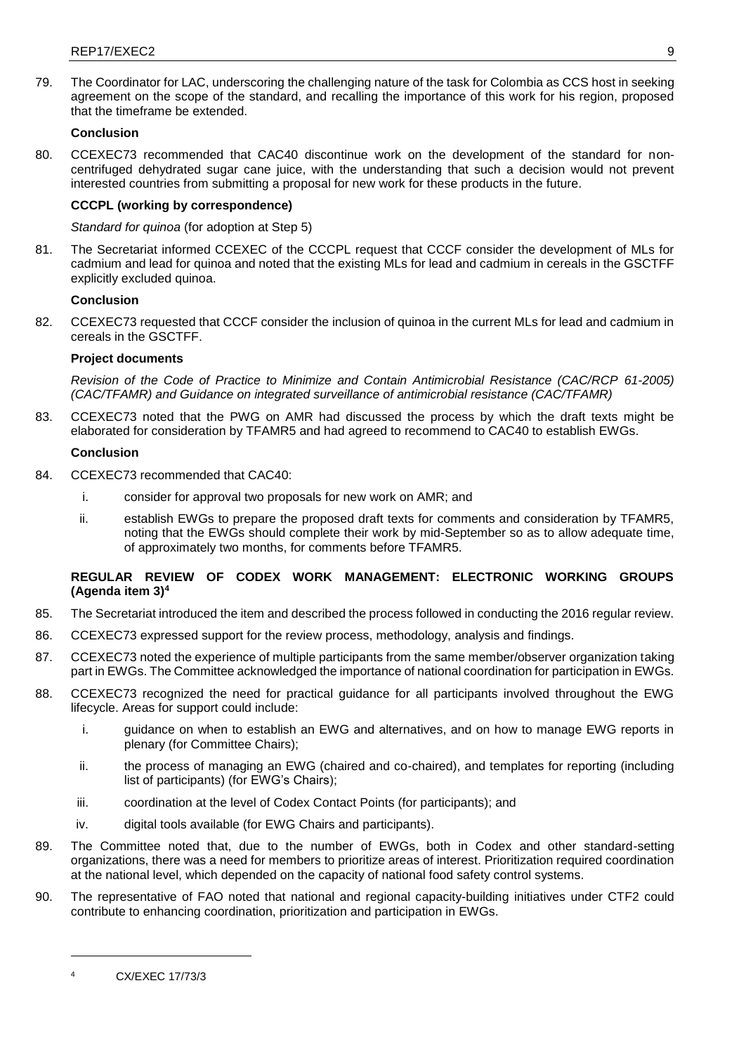79. The Coordinator for LAC, underscoring the challenging nature of the task for Colombia as CCS host in seeking agreement on the scope of the standard, and recalling the importance of this work for his region, proposed that the timeframe be extended.

**Conclusion**

80. CCEXEC73 recommended that CAC40 discontinue work on the development of the standard for non-centrifuged dehydrated sugar cane juice, with the understanding that such a decision would not prevent interested countries from submitting a proposal for new work for these products in the future.

**CCCPL (working by correspondence)**

*Standard for quinoa* (for adoption at Step 5)

81. The Secretariat informed CCEXEC of the CCCPL request that CCCF consider the development of MLs for cadmium and lead for quinoa and noted that the existing MLs for lead and cadmium in cereals in the GSCTFF explicitly excluded quinoa.

**Conclusion**

82. CCEXEC73 requested that CCCF consider the inclusion of quinoa in the current MLs for lead and cadmium in cereals in the GSCTFF.

**Project documents**

*Revision of the Code of Practice to Minimize and Contain Antimicrobial Resistance (CAC/RCP 61-2005) (CAC/TFAMR) and Guidance on integrated surveillance of antimicrobial resistance (CAC/TFAMR)*

83. CCEXEC73 noted that the PWG on AMR had discussed the process by which the draft texts might be elaborated for consideration by TFAMR5 and had agreed to recommend to CAC40 to establish EWGs.

**Conclusion**

84. CCEXEC73 recommended that CAC40:

    i. consider for approval two proposals for new work on AMR; and

    ii. establish EWGs to prepare the proposed draft texts for comments and consideration by TFAMR5, noting that the EWGs should complete their work by mid-September so as to allow adequate time, of approximately two months, for comments before TFAMR5.

**REGULAR REVIEW OF CODEX WORK MANAGEMENT: ELECTRONIC WORKING GROUPS (Agenda item 3)[4]**

85. The Secretariat introduced the item and described the process followed in conducting the 2016 regular review.

86. CCEXEC73 expressed support for the review process, methodology, analysis and findings.

87. CCEXEC73 noted the experience of multiple participants from the same member/observer organization taking part in EWGs. The Committee acknowledged the importance of national coordination for participation in EWGs.

88. CCEXEC73 recognized the need for practical guidance for all participants involved throughout the EWG lifecycle. Areas for support could include:

    i. guidance on when to establish an EWG and alternatives, and on how to manage EWG reports in plenary (for Committee Chairs);

    ii. the process of managing an EWG (chaired and co-chaired), and templates for reporting (including list of participants) (for EWG's Chairs);

    iii. coordination at the level of Codex Contact Points (for participants); and

    iv. digital tools available (for EWG Chairs and participants).

89. The Committee noted that, due to the number of EWGs, both in Codex and other standard-setting organizations, there was a need for members to prioritize areas of interest. Prioritization required coordination at the national level, which depended on the capacity of national food safety control systems.

90. The representative of FAO noted that national and regional capacity-building initiatives under CTF2 could contribute to enhancing coordination, prioritization and participation in EWGs.

---

[4] CX/EXEC 17/73/3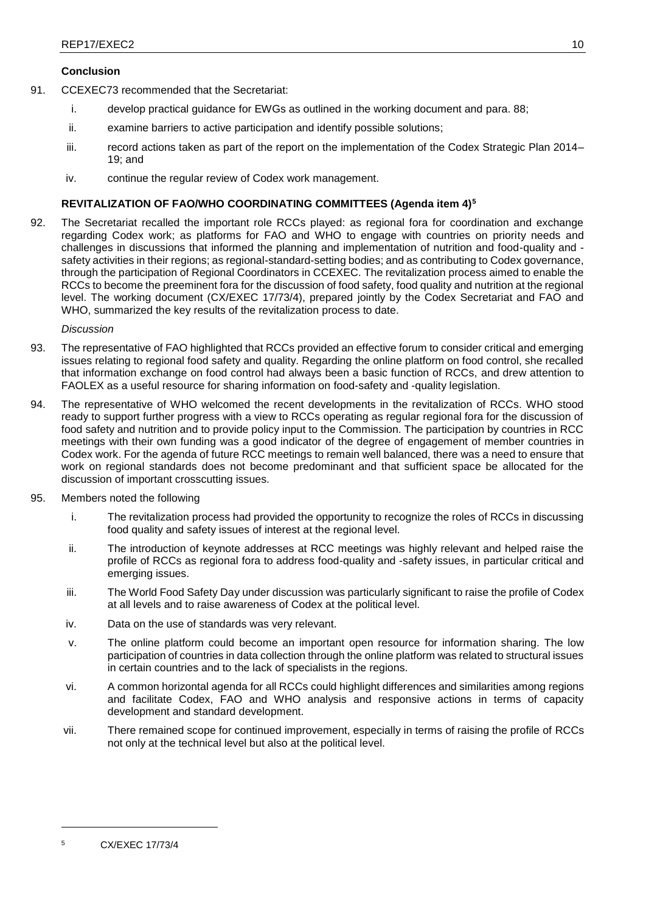**Conclusion**

91. CCEXEC73 recommended that the Secretariat:

    i. develop practical guidance for EWGs as outlined in the working document and para. 88;
    ii. examine barriers to active participation and identify possible solutions;
    iii. record actions taken as part of the report on the implementation of the Codex Strategic Plan 2014–19; and
    iv. continue the regular review of Codex work management.

**REVITALIZATION OF FAO/WHO COORDINATING COMMITTEES (Agenda item 4)[5]**

92. The Secretariat recalled the important role RCCs played: as regional fora for coordination and exchange regarding Codex work; as platforms for FAO and WHO to engage with countries on priority needs and challenges in discussions that informed the planning and implementation of nutrition and food-quality and -safety activities in their regions; as regional-standard-setting bodies; and as contributing to Codex governance, through the participation of Regional Coordinators in CCEXEC. The revitalization process aimed to enable the RCCs to become the preeminent fora for the discussion of food safety, food quality and nutrition at the regional level. The working document (CX/EXEC 17/73/4), prepared jointly by the Codex Secretariat and FAO and WHO, summarized the key results of the revitalization process to date.

*Discussion*

93. The representative of FAO highlighted that RCCs provided an effective forum to consider critical and emerging issues relating to regional food safety and quality. Regarding the online platform on food control, she recalled that information exchange on food control had always been a basic function of RCCs, and drew attention to FAOLEX as a useful resource for sharing information on food-safety and -quality legislation.

94. The representative of WHO welcomed the recent developments in the revitalization of RCCs. WHO stood ready to support further progress with a view to RCCs operating as regular regional fora for the discussion of food safety and nutrition and to provide policy input to the Commission. The participation by countries in RCC meetings with their own funding was a good indicator of the degree of engagement of member countries in Codex work. For the agenda of future RCC meetings to remain well balanced, there was a need to ensure that work on regional standards does not become predominant and that sufficient space be allocated for the discussion of important crosscutting issues.

95. Members noted the following

    i. The revitalization process had provided the opportunity to recognize the roles of RCCs in discussing food quality and safety issues of interest at the regional level.
    ii. The introduction of keynote addresses at RCC meetings was highly relevant and helped raise the profile of RCCs as regional fora to address food-quality and -safety issues, in particular critical and emerging issues.
    iii. The World Food Safety Day under discussion was particularly significant to raise the profile of Codex at all levels and to raise awareness of Codex at the political level.
    iv. Data on the use of standards was very relevant.
    v. The online platform could become an important open resource for information sharing. The low participation of countries in data collection through the online platform was related to structural issues in certain countries and to the lack of specialists in the regions.
    vi. A common horizontal agenda for all RCCs could highlight differences and similarities among regions and facilitate Codex, FAO and WHO analysis and responsive actions in terms of capacity development and standard development.
    vii. There remained scope for continued improvement, especially in terms of raising the profile of RCCs not only at the technical level but also at the political level.

---

[5] CX/EXEC 17/73/4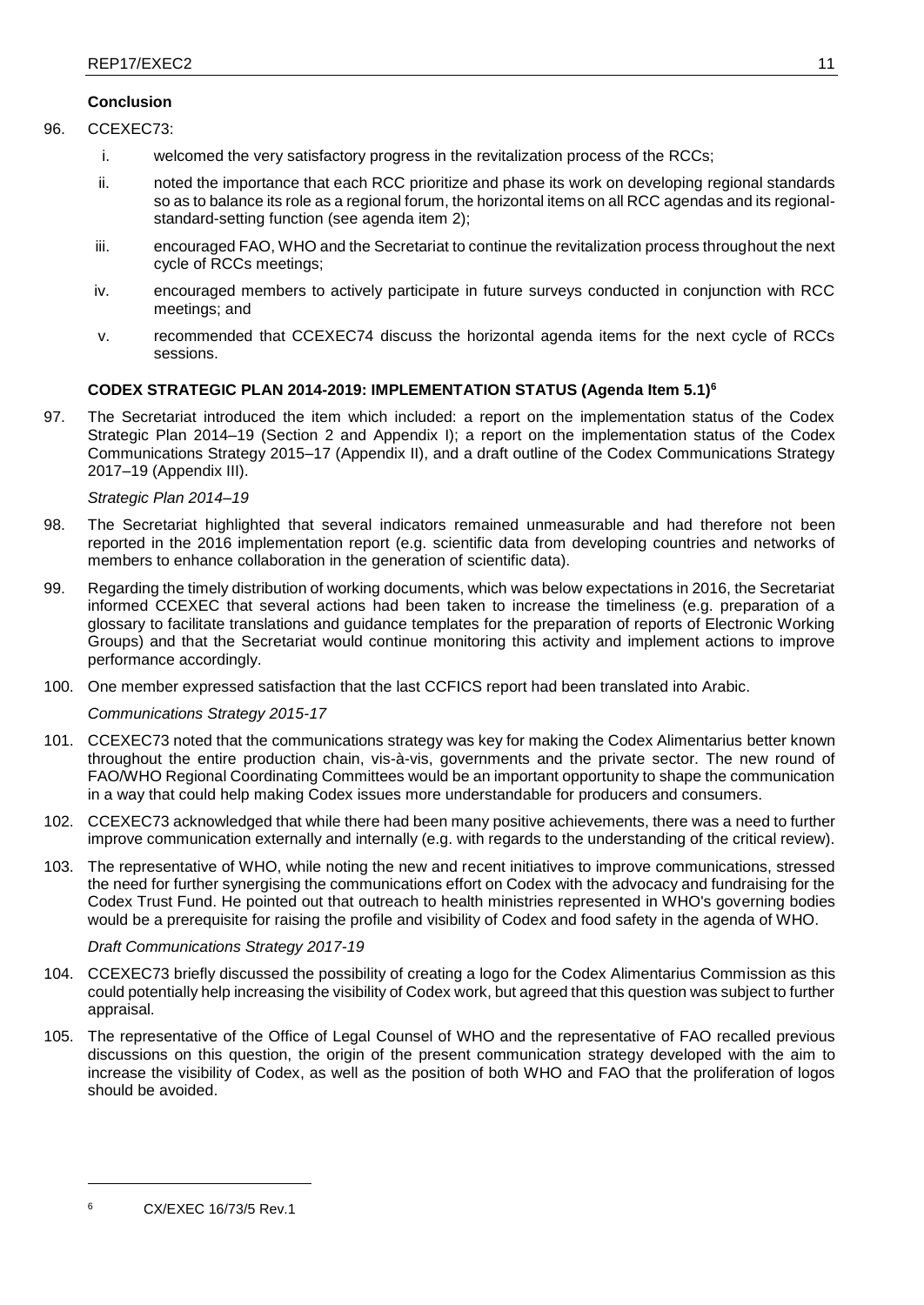### Conclusion

96. CCEXEC73:

    i. welcomed the very satisfactory progress in the revitalization process of the RCCs;

    ii. noted the importance that each RCC prioritize and phase its work on developing regional standards so as to balance its role as a regional forum, the horizontal items on all RCC agendas and its regional-standard-setting function (see agenda item 2);

    iii. encouraged FAO, WHO and the Secretariat to continue the revitalization process throughout the next cycle of RCCs meetings;

    iv. encouraged members to actively participate in future surveys conducted in conjunction with RCC meetings; and

    v. recommended that CCEXEC74 discuss the horizontal agenda items for the next cycle of RCCs sessions.

### CODEX STRATEGIC PLAN 2014-2019: IMPLEMENTATION STATUS (Agenda Item 5.1)[6]

97. The Secretariat introduced the item which included: a report on the implementation status of the Codex Strategic Plan 2014–19 (Section 2 and Appendix I); a report on the implementation status of the Codex Communications Strategy 2015–17 (Appendix II), and a draft outline of the Codex Communications Strategy 2017–19 (Appendix III).

*Strategic Plan 2014–19*

98. The Secretariat highlighted that several indicators remained unmeasurable and had therefore not been reported in the 2016 implementation report (e.g. scientific data from developing countries and networks of members to enhance collaboration in the generation of scientific data).

99. Regarding the timely distribution of working documents, which was below expectations in 2016, the Secretariat informed CCEXEC that several actions had been taken to increase the timeliness (e.g. preparation of a glossary to facilitate translations and guidance templates for the preparation of reports of Electronic Working Groups) and that the Secretariat would continue monitoring this activity and implement actions to improve performance accordingly.

100. One member expressed satisfaction that the last CCFICS report had been translated into Arabic.

*Communications Strategy 2015-17*

101. CCEXEC73 noted that the communications strategy was key for making the Codex Alimentarius better known throughout the entire production chain, vis-à-vis, governments and the private sector. The new round of FAO/WHO Regional Coordinating Committees would be an important opportunity to shape the communication in a way that could help making Codex issues more understandable for producers and consumers.

102. CCEXEC73 acknowledged that while there had been many positive achievements, there was a need to further improve communication externally and internally (e.g. with regards to the understanding of the critical review).

103. The representative of WHO, while noting the new and recent initiatives to improve communications, stressed the need for further synergising the communications effort on Codex with the advocacy and fundraising for the Codex Trust Fund. He pointed out that outreach to health ministries represented in WHO's governing bodies would be a prerequisite for raising the profile and visibility of Codex and food safety in the agenda of WHO.

*Draft Communications Strategy 2017-19*

104. CCEXEC73 briefly discussed the possibility of creating a logo for the Codex Alimentarius Commission as this could potentially help increasing the visibility of Codex work, but agreed that this question was subject to further appraisal.

105. The representative of the Office of Legal Counsel of WHO and the representative of FAO recalled previous discussions on this question, the origin of the present communication strategy developed with the aim to increase the visibility of Codex, as well as the position of both WHO and FAO that the proliferation of logos should be avoided.

[6] CX/EXEC 16/73/5 Rev.1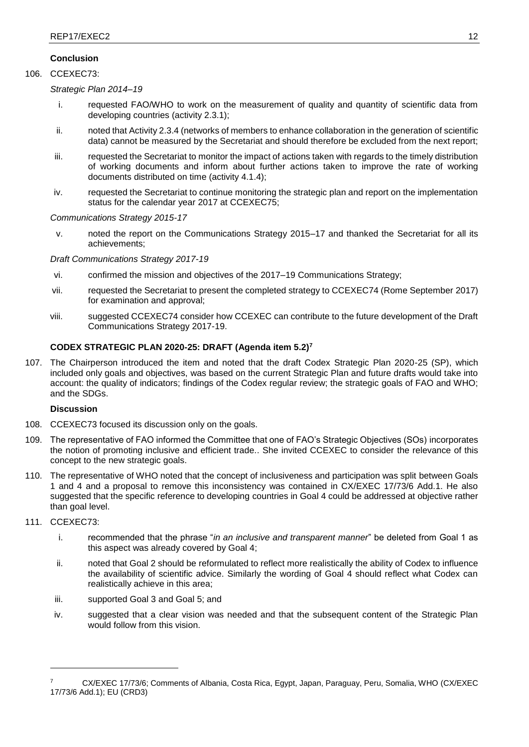### Conclusion

106. CCEXEC73:

*Strategic Plan 2014–19*

i. requested FAO/WHO to work on the measurement of quality and quantity of scientific data from developing countries (activity 2.3.1);

ii. noted that Activity 2.3.4 (networks of members to enhance collaboration in the generation of scientific data) cannot be measured by the Secretariat and should therefore be excluded from the next report;

iii. requested the Secretariat to monitor the impact of actions taken with regards to the timely distribution of working documents and inform about further actions taken to improve the rate of working documents distributed on time (activity 4.1.4);

iv. requested the Secretariat to continue monitoring the strategic plan and report on the implementation status for the calendar year 2017 at CCEXEC75;

*Communications Strategy 2015-17*

v. noted the report on the Communications Strategy 2015–17 and thanked the Secretariat for all its achievements;

*Draft Communications Strategy 2017-19*

vi. confirmed the mission and objectives of the 2017–19 Communications Strategy;

vii. requested the Secretariat to present the completed strategy to CCEXEC74 (Rome September 2017) for examination and approval;

viii. suggested CCEXEC74 consider how CCEXEC can contribute to the future development of the Draft Communications Strategy 2017-19.

## CODEX STRATEGIC PLAN 2020-25: DRAFT (Agenda item 5.2)[7]

107. The Chairperson introduced the item and noted that the draft Codex Strategic Plan 2020-25 (SP), which included only goals and objectives, was based on the current Strategic Plan and future drafts would take into account: the quality of indicators; findings of the Codex regular review; the strategic goals of FAO and WHO; and the SDGs.

### Discussion

108. CCEXEC73 focused its discussion only on the goals.

109. The representative of FAO informed the Committee that one of FAO's Strategic Objectives (SOs) incorporates the notion of promoting inclusive and efficient trade.. She invited CCEXEC to consider the relevance of this concept to the new strategic goals.

110. The representative of WHO noted that the concept of inclusiveness and participation was split between Goals 1 and 4 and a proposal to remove this inconsistency was contained in CX/EXEC 17/73/6 Add.1. He also suggested that the specific reference to developing countries in Goal 4 could be addressed at objective rather than goal level.

111. CCEXEC73:

i. recommended that the phrase "*in an inclusive and transparent manner*" be deleted from Goal 1 as this aspect was already covered by Goal 4;

ii. noted that Goal 2 should be reformulated to reflect more realistically the ability of Codex to influence the availability of scientific advice. Similarly the wording of Goal 4 should reflect what Codex can realistically achieve in this area;

iii. supported Goal 3 and Goal 5; and

iv. suggested that a clear vision was needed and that the subsequent content of the Strategic Plan would follow from this vision.

---

[7] CX/EXEC 17/73/6; Comments of Albania, Costa Rica, Egypt, Japan, Paraguay, Peru, Somalia, WHO (CX/EXEC 17/73/6 Add.1); EU (CRD3)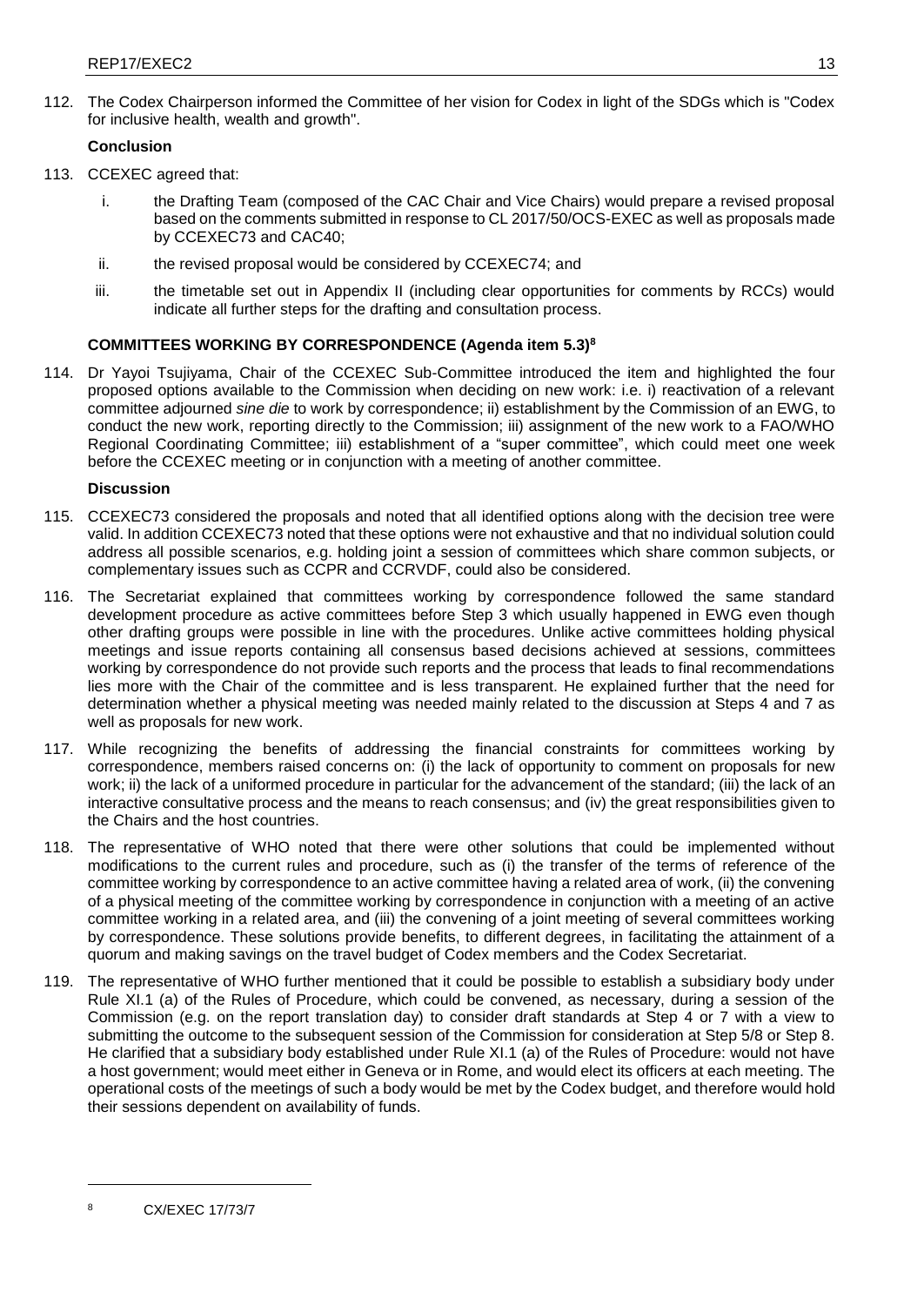112. The Codex Chairperson informed the Committee of her vision for Codex in light of the SDGs which is "Codex for inclusive health, wealth and growth".

**Conclusion**

113. CCEXEC agreed that:

   i. the Drafting Team (composed of the CAC Chair and Vice Chairs) would prepare a revised proposal based on the comments submitted in response to CL 2017/50/OCS-EXEC as well as proposals made by CCEXEC73 and CAC40;

   ii. the revised proposal would be considered by CCEXEC74; and

   iii. the timetable set out in Appendix II (including clear opportunities for comments by RCCs) would indicate all further steps for the drafting and consultation process.

**COMMITTEES WORKING BY CORRESPONDENCE (Agenda item 5.3)[8]**

114. Dr Yayoi Tsujiyama, Chair of the CCEXEC Sub-Committee introduced the item and highlighted the four proposed options available to the Commission when deciding on new work: i.e. i) reactivation of a relevant committee adjourned *sine die* to work by correspondence; ii) establishment by the Commission of an EWG, to conduct the new work, reporting directly to the Commission; iii) assignment of the new work to a FAO/WHO Regional Coordinating Committee; iii) establishment of a "super committee", which could meet one week before the CCEXEC meeting or in conjunction with a meeting of another committee.

**Discussion**

115. CCEXEC73 considered the proposals and noted that all identified options along with the decision tree were valid. In addition CCEXEC73 noted that these options were not exhaustive and that no individual solution could address all possible scenarios, e.g. holding joint a session of committees which share common subjects, or complementary issues such as CCPR and CCRVDF, could also be considered.

116. The Secretariat explained that committees working by correspondence followed the same standard development procedure as active committees before Step 3 which usually happened in EWG even though other drafting groups were possible in line with the procedures. Unlike active committees holding physical meetings and issue reports containing all consensus based decisions achieved at sessions, committees working by correspondence do not provide such reports and the process that leads to final recommendations lies more with the Chair of the committee and is less transparent. He explained further that the need for determination whether a physical meeting was needed mainly related to the discussion at Steps 4 and 7 as well as proposals for new work.

117. While recognizing the benefits of addressing the financial constraints for committees working by correspondence, members raised concerns on: (i) the lack of opportunity to comment on proposals for new work; ii) the lack of a uniformed procedure in particular for the advancement of the standard; (iii) the lack of an interactive consultative process and the means to reach consensus; and (iv) the great responsibilities given to the Chairs and the host countries.

118. The representative of WHO noted that there were other solutions that could be implemented without modifications to the current rules and procedure, such as (i) the transfer of the terms of reference of the committee working by correspondence to an active committee having a related area of work, (ii) the convening of a physical meeting of the committee working by correspondence in conjunction with a meeting of an active committee working in a related area, and (iii) the convening of a joint meeting of several committees working by correspondence. These solutions provide benefits, to different degrees, in facilitating the attainment of a quorum and making savings on the travel budget of Codex members and the Codex Secretariat.

119. The representative of WHO further mentioned that it could be possible to establish a subsidiary body under Rule XI.1 (a) of the Rules of Procedure, which could be convened, as necessary, during a session of the Commission (e.g. on the report translation day) to consider draft standards at Step 4 or 7 with a view to submitting the outcome to the subsequent session of the Commission for consideration at Step 5/8 or Step 8. He clarified that a subsidiary body established under Rule XI.1 (a) of the Rules of Procedure: would not have a host government; would meet either in Geneva or in Rome, and would elect its officers at each meeting. The operational costs of the meetings of such a body would be met by the Codex budget, and therefore would hold their sessions dependent on availability of funds.

[8] CX/EXEC 17/73/7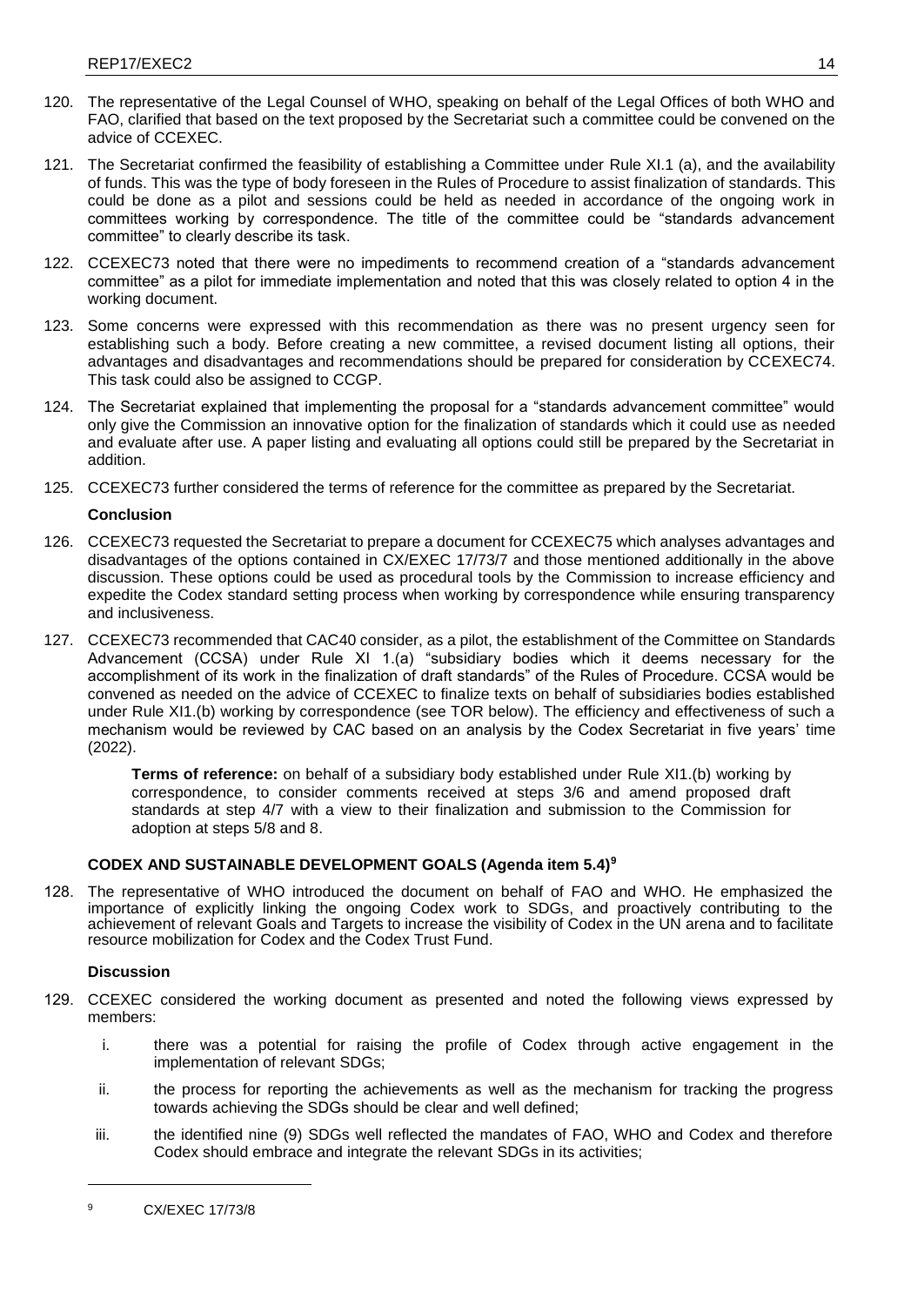120. The representative of the Legal Counsel of WHO, speaking on behalf of the Legal Offices of both WHO and FAO, clarified that based on the text proposed by the Secretariat such a committee could be convened on the advice of CCEXEC.

121. The Secretariat confirmed the feasibility of establishing a Committee under Rule XI.1 (a), and the availability of funds. This was the type of body foreseen in the Rules of Procedure to assist finalization of standards. This could be done as a pilot and sessions could be held as needed in accordance of the ongoing work in committees working by correspondence. The title of the committee could be "standards advancement committee" to clearly describe its task.

122. CCEXEC73 noted that there were no impediments to recommend creation of a "standards advancement committee" as a pilot for immediate implementation and noted that this was closely related to option 4 in the working document.

123. Some concerns were expressed with this recommendation as there was no present urgency seen for establishing such a body. Before creating a new committee, a revised document listing all options, their advantages and disadvantages and recommendations should be prepared for consideration by CCEXEC74. This task could also be assigned to CCGP.

124. The Secretariat explained that implementing the proposal for a "standards advancement committee" would only give the Commission an innovative option for the finalization of standards which it could use as needed and evaluate after use. A paper listing and evaluating all options could still be prepared by the Secretariat in addition.

125. CCEXEC73 further considered the terms of reference for the committee as prepared by the Secretariat.

**Conclusion**

126. CCEXEC73 requested the Secretariat to prepare a document for CCEXEC75 which analyses advantages and disadvantages of the options contained in CX/EXEC 17/73/7 and those mentioned additionally in the above discussion. These options could be used as procedural tools by the Commission to increase efficiency and expedite the Codex standard setting process when working by correspondence while ensuring transparency and inclusiveness.

127. CCEXEC73 recommended that CAC40 consider, as a pilot, the establishment of the Committee on Standards Advancement (CCSA) under Rule XI 1.(a) "subsidiary bodies which it deems necessary for the accomplishment of its work in the finalization of draft standards" of the Rules of Procedure. CCSA would be convened as needed on the advice of CCEXEC to finalize texts on behalf of subsidiaries bodies established under Rule XI1.(b) working by correspondence (see TOR below). The efficiency and effectiveness of such a mechanism would be reviewed by CAC based on an analysis by the Codex Secretariat in five years' time (2022).

> **Terms of reference:** on behalf of a subsidiary body established under Rule XI1.(b) working by correspondence, to consider comments received at steps 3/6 and amend proposed draft standards at step 4/7 with a view to their finalization and submission to the Commission for adoption at steps 5/8 and 8.

### CODEX AND SUSTAINABLE DEVELOPMENT GOALS (Agenda item 5.4)[9]

128. The representative of WHO introduced the document on behalf of FAO and WHO. He emphasized the importance of explicitly linking the ongoing Codex work to SDGs, and proactively contributing to the achievement of relevant Goals and Targets to increase the visibility of Codex in the UN arena and to facilitate resource mobilization for Codex and the Codex Trust Fund.

**Discussion**

129. CCEXEC considered the working document as presented and noted the following views expressed by members:

    i. there was a potential for raising the profile of Codex through active engagement in the implementation of relevant SDGs;

    ii. the process for reporting the achievements as well as the mechanism for tracking the progress towards achieving the SDGs should be clear and well defined;

    iii. the identified nine (9) SDGs well reflected the mandates of FAO, WHO and Codex and therefore Codex should embrace and integrate the relevant SDGs in its activities;

---

[9] CX/EXEC 17/73/8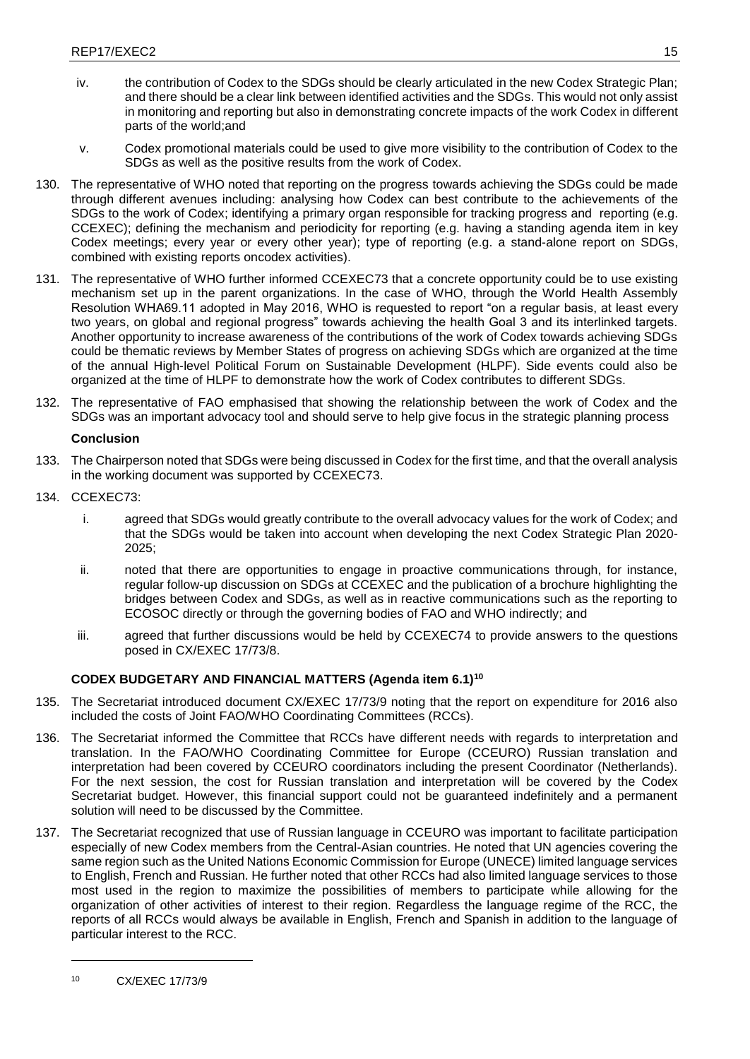iv. the contribution of Codex to the SDGs should be clearly articulated in the new Codex Strategic Plan; and there should be a clear link between identified activities and the SDGs. This would not only assist in monitoring and reporting but also in demonstrating concrete impacts of the work Codex in different parts of the world;and

v. Codex promotional materials could be used to give more visibility to the contribution of Codex to the SDGs as well as the positive results from the work of Codex.

130. The representative of WHO noted that reporting on the progress towards achieving the SDGs could be made through different avenues including: analysing how Codex can best contribute to the achievements of the SDGs to the work of Codex; identifying a primary organ responsible for tracking progress and reporting (e.g. CCEXEC); defining the mechanism and periodicity for reporting (e.g. having a standing agenda item in key Codex meetings; every year or every other year); type of reporting (e.g. a stand-alone report on SDGs, combined with existing reports oncodex activities).

131. The representative of WHO further informed CCEXEC73 that a concrete opportunity could be to use existing mechanism set up in the parent organizations. In the case of WHO, through the World Health Assembly Resolution WHA69.11 adopted in May 2016, WHO is requested to report "on a regular basis, at least every two years, on global and regional progress" towards achieving the health Goal 3 and its interlinked targets. Another opportunity to increase awareness of the contributions of the work of Codex towards achieving SDGs could be thematic reviews by Member States of progress on achieving SDGs which are organized at the time of the annual High-level Political Forum on Sustainable Development (HLPF). Side events could also be organized at the time of HLPF to demonstrate how the work of Codex contributes to different SDGs.

132. The representative of FAO emphasised that showing the relationship between the work of Codex and the SDGs was an important advocacy tool and should serve to help give focus in the strategic planning process

**Conclusion**

133. The Chairperson noted that SDGs were being discussed in Codex for the first time, and that the overall analysis in the working document was supported by CCEXEC73.

134. CCEXEC73:

i. agreed that SDGs would greatly contribute to the overall advocacy values for the work of Codex; and that the SDGs would be taken into account when developing the next Codex Strategic Plan 2020-2025;

ii. noted that there are opportunities to engage in proactive communications through, for instance, regular follow-up discussion on SDGs at CCEXEC and the publication of a brochure highlighting the bridges between Codex and SDGs, as well as in reactive communications such as the reporting to ECOSOC directly or through the governing bodies of FAO and WHO indirectly; and

iii. agreed that further discussions would be held by CCEXEC74 to provide answers to the questions posed in CX/EXEC 17/73/8.

**CODEX BUDGETARY AND FINANCIAL MATTERS (Agenda item 6.1)[10]**

135. The Secretariat introduced document CX/EXEC 17/73/9 noting that the report on expenditure for 2016 also included the costs of Joint FAO/WHO Coordinating Committees (RCCs).

136. The Secretariat informed the Committee that RCCs have different needs with regards to interpretation and translation. In the FAO/WHO Coordinating Committee for Europe (CCEURO) Russian translation and interpretation had been covered by CCEURO coordinators including the present Coordinator (Netherlands). For the next session, the cost for Russian translation and interpretation will be covered by the Codex Secretariat budget. However, this financial support could not be guaranteed indefinitely and a permanent solution will need to be discussed by the Committee.

137. The Secretariat recognized that use of Russian language in CCEURO was important to facilitate participation especially of new Codex members from the Central-Asian countries. He noted that UN agencies covering the same region such as the United Nations Economic Commission for Europe (UNECE) limited language services to English, French and Russian. He further noted that other RCCs had also limited language services to those most used in the region to maximize the possibilities of members to participate while allowing for the organization of other activities of interest to their region. Regardless the language regime of the RCC, the reports of all RCCs would always be available in English, French and Spanish in addition to the language of particular interest to the RCC.

[10] CX/EXEC 17/73/9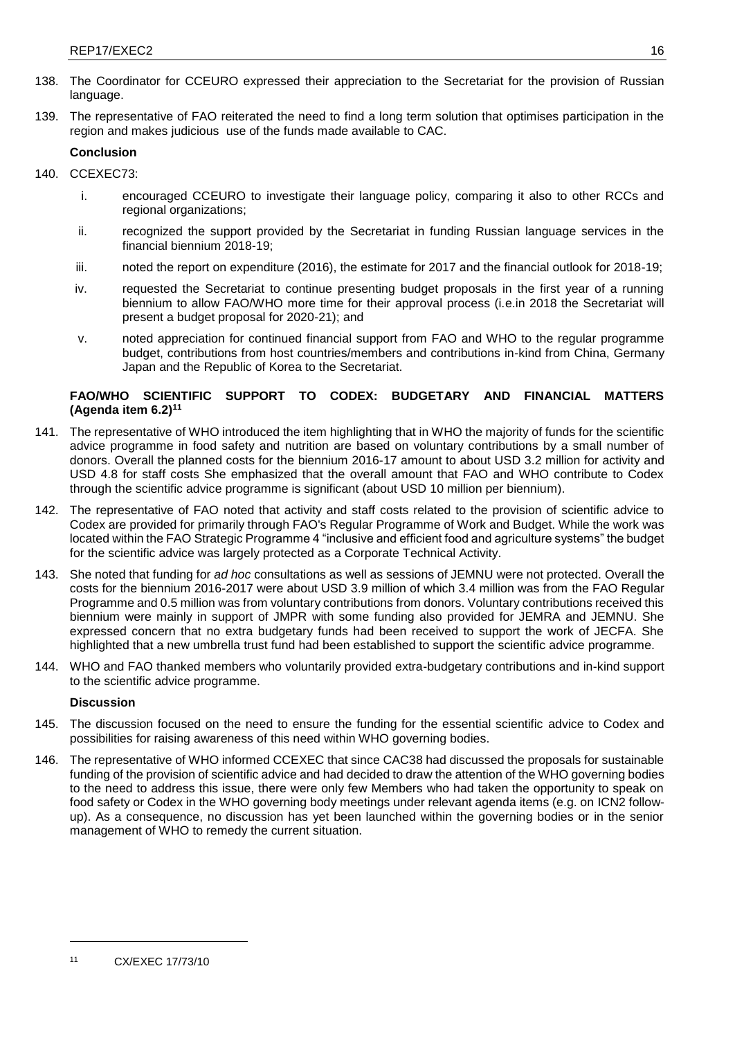138. The Coordinator for CCEURO expressed their appreciation to the Secretariat for the provision of Russian language.

139. The representative of FAO reiterated the need to find a long term solution that optimises participation in the region and makes judicious use of the funds made available to CAC.

**Conclusion**

140. CCEXEC73:

    i. encouraged CCEURO to investigate their language policy, comparing it also to other RCCs and regional organizations;

    ii. recognized the support provided by the Secretariat in funding Russian language services in the financial biennium 2018-19;

    iii. noted the report on expenditure (2016), the estimate for 2017 and the financial outlook for 2018-19;

    iv. requested the Secretariat to continue presenting budget proposals in the first year of a running biennium to allow FAO/WHO more time for their approval process (i.e.in 2018 the Secretariat will present a budget proposal for 2020-21); and

    v. noted appreciation for continued financial support from FAO and WHO to the regular programme budget, contributions from host countries/members and contributions in-kind from China, Germany Japan and the Republic of Korea to the Secretariat.

**FAO/WHO SCIENTIFIC SUPPORT TO CODEX: BUDGETARY AND FINANCIAL MATTERS (Agenda item 6.2)[11]**

141. The representative of WHO introduced the item highlighting that in WHO the majority of funds for the scientific advice programme in food safety and nutrition are based on voluntary contributions by a small number of donors. Overall the planned costs for the biennium 2016-17 amount to about USD 3.2 million for activity and USD 4.8 for staff costs She emphasized that the overall amount that FAO and WHO contribute to Codex through the scientific advice programme is significant (about USD 10 million per biennium).

142. The representative of FAO noted that activity and staff costs related to the provision of scientific advice to Codex are provided for primarily through FAO's Regular Programme of Work and Budget. While the work was located within the FAO Strategic Programme 4 "inclusive and efficient food and agriculture systems" the budget for the scientific advice was largely protected as a Corporate Technical Activity.

143. She noted that funding for *ad hoc* consultations as well as sessions of JEMNU were not protected. Overall the costs for the biennium 2016-2017 were about USD 3.9 million of which 3.4 million was from the FAO Regular Programme and 0.5 million was from voluntary contributions from donors. Voluntary contributions received this biennium were mainly in support of JMPR with some funding also provided for JEMRA and JEMNU. She expressed concern that no extra budgetary funds had been received to support the work of JECFA. She highlighted that a new umbrella trust fund had been established to support the scientific advice programme.

144. WHO and FAO thanked members who voluntarily provided extra-budgetary contributions and in-kind support to the scientific advice programme.

**Discussion**

145. The discussion focused on the need to ensure the funding for the essential scientific advice to Codex and possibilities for raising awareness of this need within WHO governing bodies.

146. The representative of WHO informed CCEXEC that since CAC38 had discussed the proposals for sustainable funding of the provision of scientific advice and had decided to draw the attention of the WHO governing bodies to the need to address this issue, there were only few Members who had taken the opportunity to speak on food safety or Codex in the WHO governing body meetings under relevant agenda items (e.g. on ICN2 follow-up). As a consequence, no discussion has yet been launched within the governing bodies or in the senior management of WHO to remedy the current situation.

---

[11] CX/EXEC 17/73/10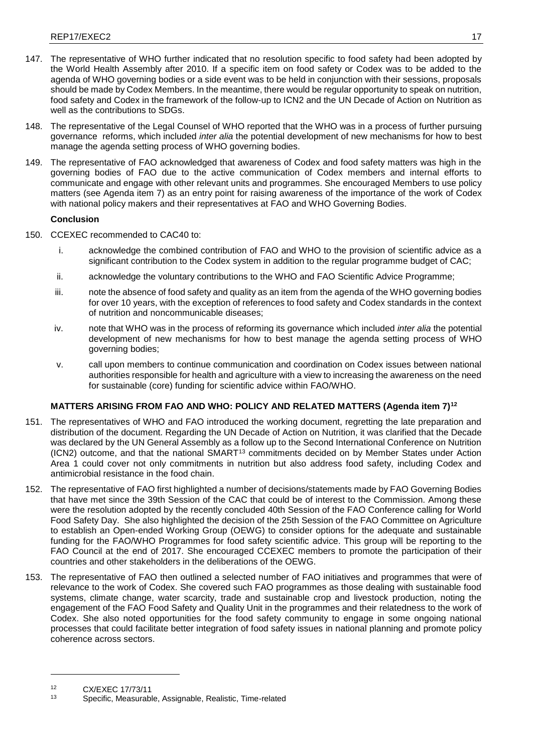147. The representative of WHO further indicated that no resolution specific to food safety had been adopted by the World Health Assembly after 2010. If a specific item on food safety or Codex was to be added to the agenda of WHO governing bodies or a side event was to be held in conjunction with their sessions, proposals should be made by Codex Members. In the meantime, there would be regular opportunity to speak on nutrition, food safety and Codex in the framework of the follow-up to ICN2 and the UN Decade of Action on Nutrition as well as the contributions to SDGs.

148. The representative of the Legal Counsel of WHO reported that the WHO was in a process of further pursuing governance reforms, which included *inter alia* the potential development of new mechanisms for how to best manage the agenda setting process of WHO governing bodies.

149. The representative of FAO acknowledged that awareness of Codex and food safety matters was high in the governing bodies of FAO due to the active communication of Codex members and internal efforts to communicate and engage with other relevant units and programmes. She encouraged Members to use policy matters (see Agenda item 7) as an entry point for raising awareness of the importance of the work of Codex with national policy makers and their representatives at FAO and WHO Governing Bodies.

**Conclusion**

150. CCEXEC recommended to CAC40 to:

   i. acknowledge the combined contribution of FAO and WHO to the provision of scientific advice as a significant contribution to the Codex system in addition to the regular programme budget of CAC;

   ii. acknowledge the voluntary contributions to the WHO and FAO Scientific Advice Programme;

   iii. note the absence of food safety and quality as an item from the agenda of the WHO governing bodies for over 10 years, with the exception of references to food safety and Codex standards in the context of nutrition and noncommunicable diseases;

   iv. note that WHO was in the process of reforming its governance which included *inter alia* the potential development of new mechanisms for how to best manage the agenda setting process of WHO governing bodies;

   v. call upon members to continue communication and coordination on Codex issues between national authorities responsible for health and agriculture with a view to increasing the awareness on the need for sustainable (core) funding for scientific advice within FAO/WHO.

**MATTERS ARISING FROM FAO AND WHO: POLICY AND RELATED MATTERS (Agenda item 7)[12]**

151. The representatives of WHO and FAO introduced the working document, regretting the late preparation and distribution of the document. Regarding the UN Decade of Action on Nutrition, it was clarified that the Decade was declared by the UN General Assembly as a follow up to the Second International Conference on Nutrition (ICN2) outcome, and that the national SMART[13] commitments decided on by Member States under Action Area 1 could cover not only commitments in nutrition but also address food safety, including Codex and antimicrobial resistance in the food chain.

152. The representative of FAO first highlighted a number of decisions/statements made by FAO Governing Bodies that have met since the 39th Session of the CAC that could be of interest to the Commission. Among these were the resolution adopted by the recently concluded 40th Session of the FAO Conference calling for World Food Safety Day. She also highlighted the decision of the 25th Session of the FAO Committee on Agriculture to establish an Open-ended Working Group (OEWG) to consider options for the adequate and sustainable funding for the FAO/WHO Programmes for food safety scientific advice. This group will be reporting to the FAO Council at the end of 2017. She encouraged CCEXEC members to promote the participation of their countries and other stakeholders in the deliberations of the OEWG.

153. The representative of FAO then outlined a selected number of FAO initiatives and programmes that were of relevance to the work of Codex. She covered such FAO programmes as those dealing with sustainable food systems, climate change, water scarcity, trade and sustainable crop and livestock production, noting the engagement of the FAO Food Safety and Quality Unit in the programmes and their relatedness to the work of Codex. She also noted opportunities for the food safety community to engage in some ongoing national processes that could facilitate better integration of food safety issues in national planning and promote policy coherence across sectors.

---

[12] CX/EXEC 17/73/11

[13] Specific, Measurable, Assignable, Realistic, Time-related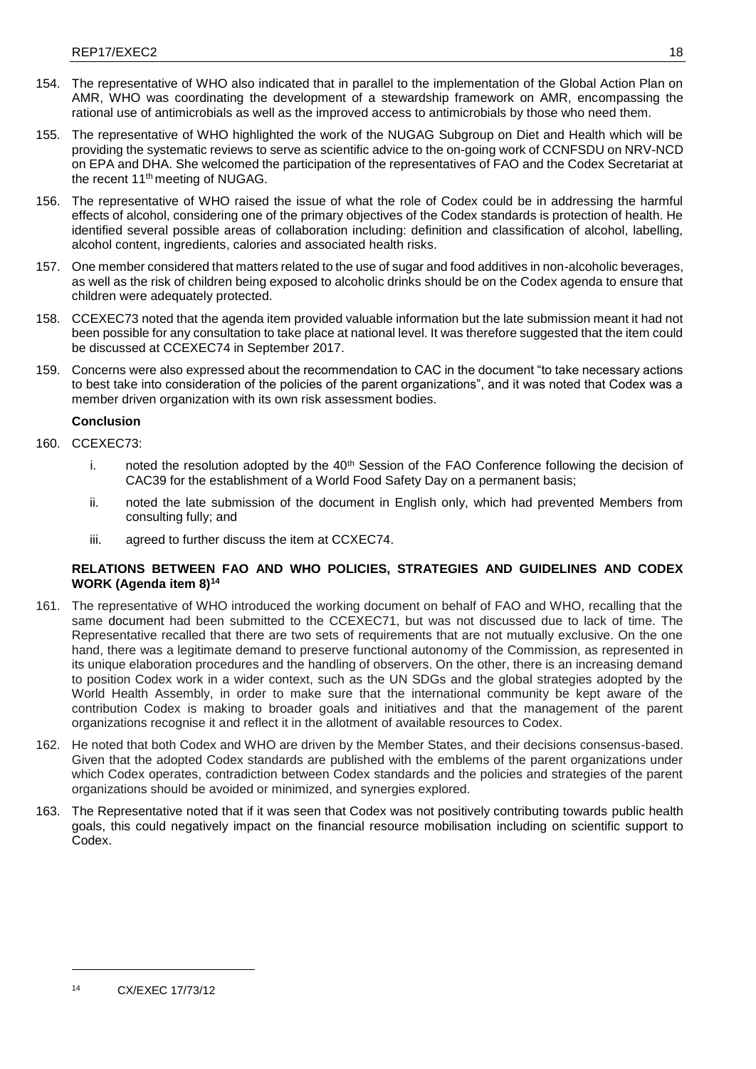154. The representative of WHO also indicated that in parallel to the implementation of the Global Action Plan on AMR, WHO was coordinating the development of a stewardship framework on AMR, encompassing the rational use of antimicrobials as well as the improved access to antimicrobials by those who need them.

155. The representative of WHO highlighted the work of the NUGAG Subgroup on Diet and Health which will be providing the systematic reviews to serve as scientific advice to the on-going work of CCNFSDU on NRV-NCD on EPA and DHA. She welcomed the participation of the representatives of FAO and the Codex Secretariat at the recent 11th meeting of NUGAG.

156. The representative of WHO raised the issue of what the role of Codex could be in addressing the harmful effects of alcohol, considering one of the primary objectives of the Codex standards is protection of health. He identified several possible areas of collaboration including: definition and classification of alcohol, labelling, alcohol content, ingredients, calories and associated health risks.

157. One member considered that matters related to the use of sugar and food additives in non-alcoholic beverages, as well as the risk of children being exposed to alcoholic drinks should be on the Codex agenda to ensure that children were adequately protected.

158. CCEXEC73 noted that the agenda item provided valuable information but the late submission meant it had not been possible for any consultation to take place at national level. It was therefore suggested that the item could be discussed at CCEXEC74 in September 2017.

159. Concerns were also expressed about the recommendation to CAC in the document "to take necessary actions to best take into consideration of the policies of the parent organizations", and it was noted that Codex was a member driven organization with its own risk assessment bodies.

**Conclusion**

160. CCEXEC73:

    i. noted the resolution adopted by the 40th Session of the FAO Conference following the decision of CAC39 for the establishment of a World Food Safety Day on a permanent basis;

    ii. noted the late submission of the document in English only, which had prevented Members from consulting fully; and

    iii. agreed to further discuss the item at CCXEC74.

**RELATIONS BETWEEN FAO AND WHO POLICIES, STRATEGIES AND GUIDELINES AND CODEX WORK (Agenda item 8)[14]**

161. The representative of WHO introduced the working document on behalf of FAO and WHO, recalling that the same document had been submitted to the CCEXEC71, but was not discussed due to lack of time. The Representative recalled that there are two sets of requirements that are not mutually exclusive. On the one hand, there was a legitimate demand to preserve functional autonomy of the Commission, as represented in its unique elaboration procedures and the handling of observers. On the other, there is an increasing demand to position Codex work in a wider context, such as the UN SDGs and the global strategies adopted by the World Health Assembly, in order to make sure that the international community be kept aware of the contribution Codex is making to broader goals and initiatives and that the management of the parent organizations recognise it and reflect it in the allotment of available resources to Codex.

162. He noted that both Codex and WHO are driven by the Member States, and their decisions consensus-based. Given that the adopted Codex standards are published with the emblems of the parent organizations under which Codex operates, contradiction between Codex standards and the policies and strategies of the parent organizations should be avoided or minimized, and synergies explored.

163. The Representative noted that if it was seen that Codex was not positively contributing towards public health goals, this could negatively impact on the financial resource mobilisation including on scientific support to Codex.

[14] CX/EXEC 17/73/12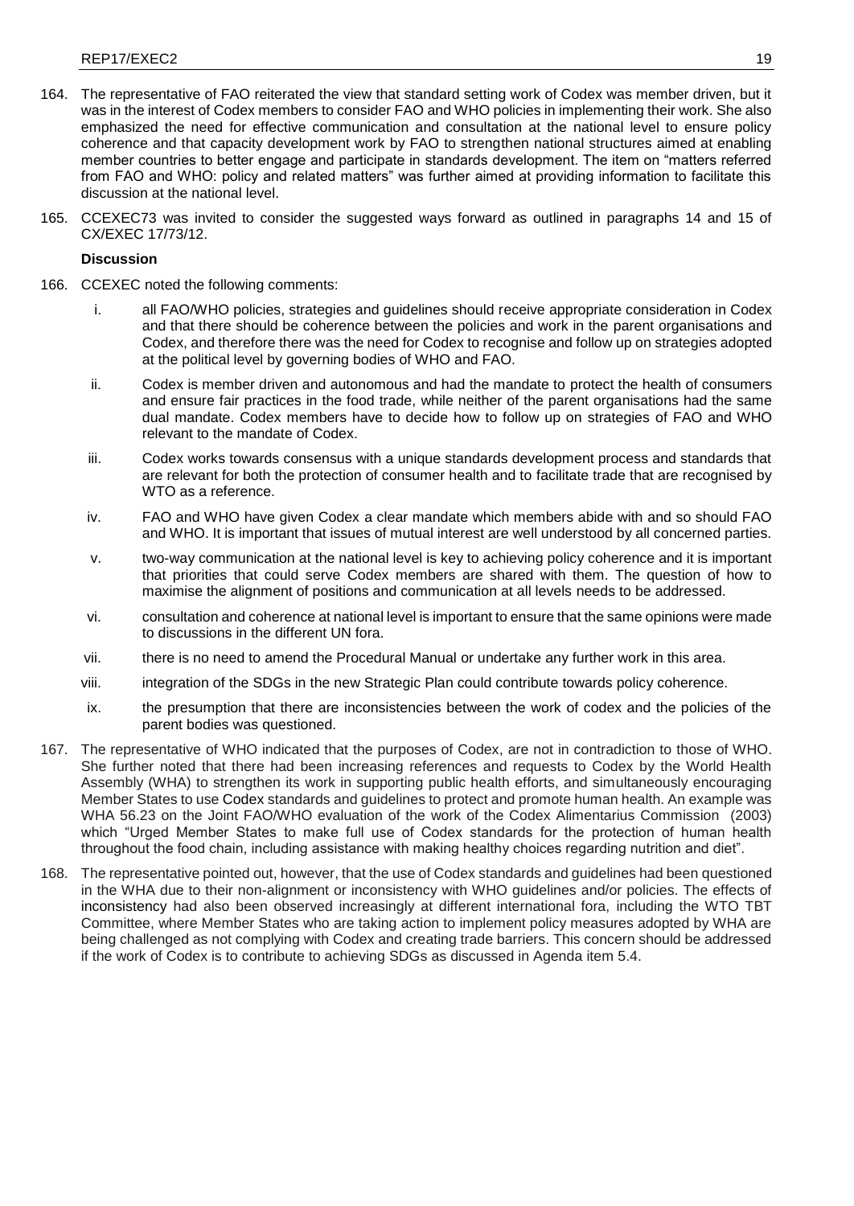164. The representative of FAO reiterated the view that standard setting work of Codex was member driven, but it was in the interest of Codex members to consider FAO and WHO policies in implementing their work. She also emphasized the need for effective communication and consultation at the national level to ensure policy coherence and that capacity development work by FAO to strengthen national structures aimed at enabling member countries to better engage and participate in standards development. The item on "matters referred from FAO and WHO: policy and related matters" was further aimed at providing information to facilitate this discussion at the national level.

165. CCEXEC73 was invited to consider the suggested ways forward as outlined in paragraphs 14 and 15 of CX/EXEC 17/73/12.

**Discussion**

166. CCEXEC noted the following comments:

   i. all FAO/WHO policies, strategies and guidelines should receive appropriate consideration in Codex and that there should be coherence between the policies and work in the parent organisations and Codex, and therefore there was the need for Codex to recognise and follow up on strategies adopted at the political level by governing bodies of WHO and FAO.

   ii. Codex is member driven and autonomous and had the mandate to protect the health of consumers and ensure fair practices in the food trade, while neither of the parent organisations had the same dual mandate. Codex members have to decide how to follow up on strategies of FAO and WHO relevant to the mandate of Codex.

   iii. Codex works towards consensus with a unique standards development process and standards that are relevant for both the protection of consumer health and to facilitate trade that are recognised by WTO as a reference.

   iv. FAO and WHO have given Codex a clear mandate which members abide with and so should FAO and WHO. It is important that issues of mutual interest are well understood by all concerned parties.

   v. two-way communication at the national level is key to achieving policy coherence and it is important that priorities that could serve Codex members are shared with them. The question of how to maximise the alignment of positions and communication at all levels needs to be addressed.

   vi. consultation and coherence at national level is important to ensure that the same opinions were made to discussions in the different UN fora.

   vii. there is no need to amend the Procedural Manual or undertake any further work in this area.

   viii. integration of the SDGs in the new Strategic Plan could contribute towards policy coherence.

   ix. the presumption that there are inconsistencies between the work of codex and the policies of the parent bodies was questioned.

167. The representative of WHO indicated that the purposes of Codex, are not in contradiction to those of WHO. She further noted that there had been increasing references and requests to Codex by the World Health Assembly (WHA) to strengthen its work in supporting public health efforts, and simultaneously encouraging Member States to use Codex standards and guidelines to protect and promote human health. An example was WHA 56.23 on the Joint FAO/WHO evaluation of the work of the Codex Alimentarius Commission (2003) which "Urged Member States to make full use of Codex standards for the protection of human health throughout the food chain, including assistance with making healthy choices regarding nutrition and diet".

168. The representative pointed out, however, that the use of Codex standards and guidelines had been questioned in the WHA due to their non-alignment or inconsistency with WHO guidelines and/or policies. The effects of inconsistency had also been observed increasingly at different international fora, including the WTO TBT Committee, where Member States who are taking action to implement policy measures adopted by WHA are being challenged as not complying with Codex and creating trade barriers. This concern should be addressed if the work of Codex is to contribute to achieving SDGs as discussed in Agenda item 5.4.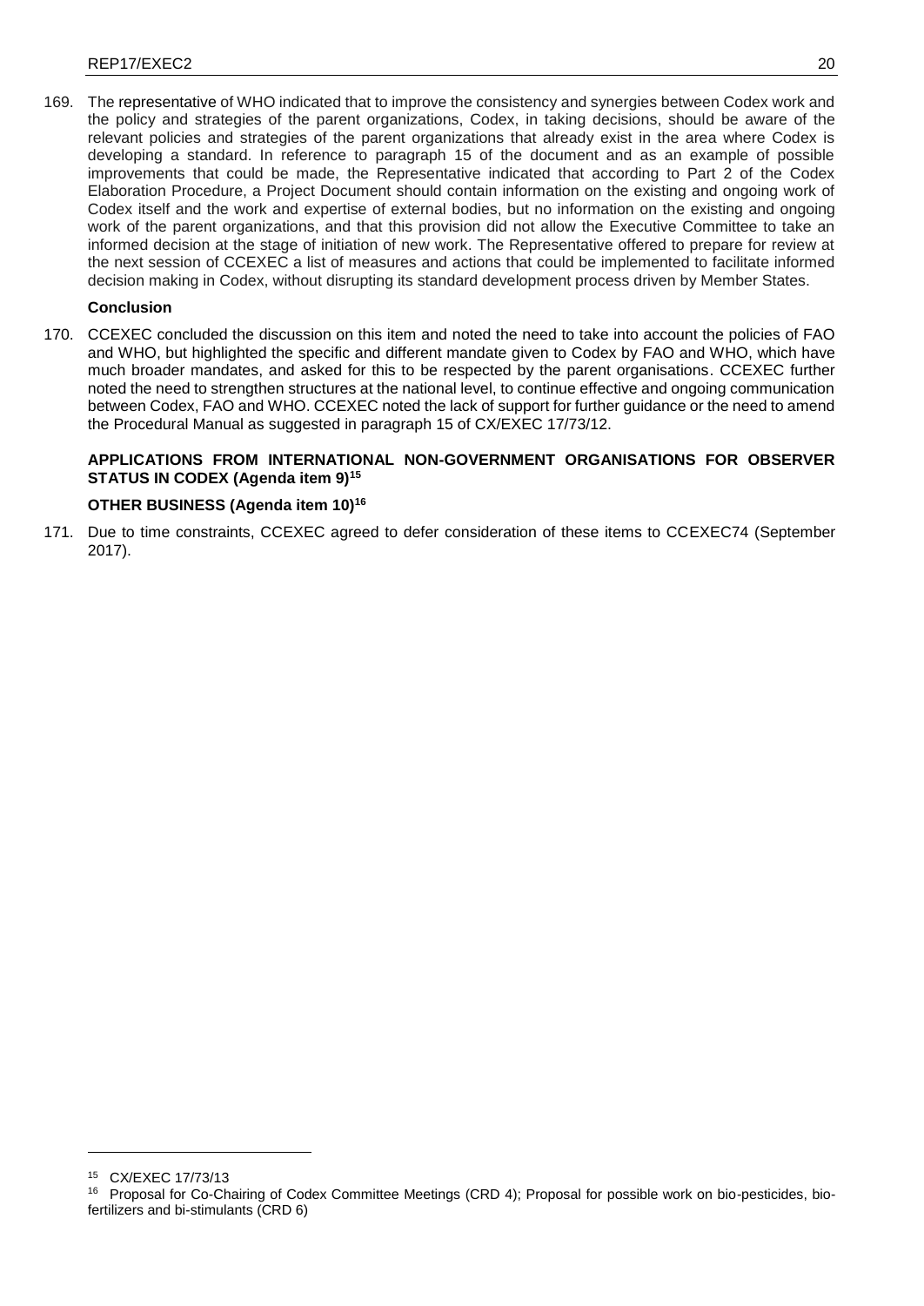169. The representative of WHO indicated that to improve the consistency and synergies between Codex work and the policy and strategies of the parent organizations, Codex, in taking decisions, should be aware of the relevant policies and strategies of the parent organizations that already exist in the area where Codex is developing a standard. In reference to paragraph 15 of the document and as an example of possible improvements that could be made, the Representative indicated that according to Part 2 of the Codex Elaboration Procedure, a Project Document should contain information on the existing and ongoing work of Codex itself and the work and expertise of external bodies, but no information on the existing and ongoing work of the parent organizations, and that this provision did not allow the Executive Committee to take an informed decision at the stage of initiation of new work. The Representative offered to prepare for review at the next session of CCEXEC a list of measures and actions that could be implemented to facilitate informed decision making in Codex, without disrupting its standard development process driven by Member States.

**Conclusion**

170. CCEXEC concluded the discussion on this item and noted the need to take into account the policies of FAO and WHO, but highlighted the specific and different mandate given to Codex by FAO and WHO, which have much broader mandates, and asked for this to be respected by the parent organisations. CCEXEC further noted the need to strengthen structures at the national level, to continue effective and ongoing communication between Codex, FAO and WHO. CCEXEC noted the lack of support for further guidance or the need to amend the Procedural Manual as suggested in paragraph 15 of CX/EXEC 17/73/12.

**APPLICATIONS FROM INTERNATIONAL NON-GOVERNMENT ORGANISATIONS FOR OBSERVER STATUS IN CODEX (Agenda item 9)[15]**

**OTHER BUSINESS (Agenda item 10)[16]**

171. Due to time constraints, CCEXEC agreed to defer consideration of these items to CCEXEC74 (September 2017).

---

[15] CX/EXEC 17/73/13

[16] Proposal for Co-Chairing of Codex Committee Meetings (CRD 4); Proposal for possible work on bio-pesticides, bio-fertilizers and bi-stimulants (CRD 6)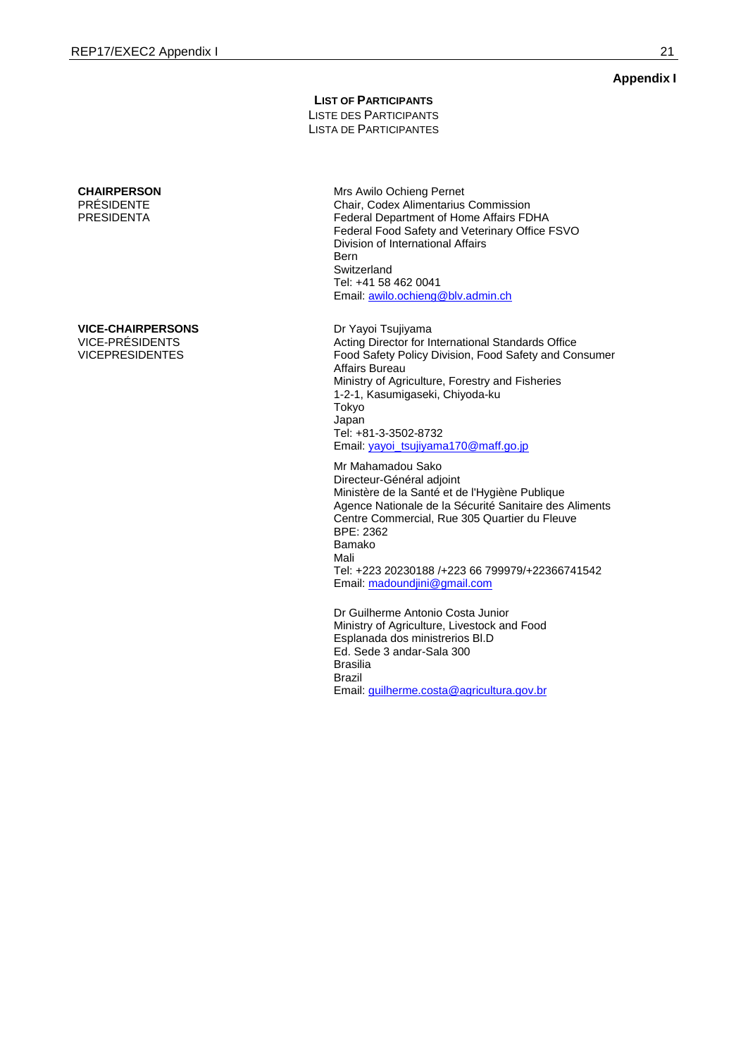**Appendix I**

**LIST OF PARTICIPANTS**
LISTE DES PARTICIPANTS
LISTA DE PARTICIPANTES

**CHAIRPERSON**
PRÉSIDENTE
PRESIDENTA

Mrs Awilo Ochieng Pernet
Chair, Codex Alimentarius Commission
Federal Department of Home Affairs FDHA
Federal Food Safety and Veterinary Office FSVO
Division of International Affairs
Bern
Switzerland
Tel: +41 58 462 0041
Email: awilo.ochieng@blv.admin.ch

**VICE-CHAIRPERSONS**
VICE-PRÉSIDENTS
VICEPRESIDENTES

Dr Yayoi Tsujiyama
Acting Director for International Standards Office
Food Safety Policy Division, Food Safety and Consumer Affairs Bureau
Ministry of Agriculture, Forestry and Fisheries
1-2-1, Kasumigaseki, Chiyoda-ku
Tokyo
Japan
Tel: +81-3-3502-8732
Email: yayoi_tsujiyama170@maff.go.jp

Mr Mahamadou Sako
Directeur-Général adjoint
Ministère de la Santé et de l'Hygiène Publique
Agence Nationale de la Sécurité Sanitaire des Aliments
Centre Commercial, Rue 305 Quartier du Fleuve
BPE: 2362
Bamako
Mali
Tel: +223 20230188 /+223 66 799979/+22366741542
Email: madoundjini@gmail.com

Dr Guilherme Antonio Costa Junior
Ministry of Agriculture, Livestock and Food
Esplanada dos ministrerios Bl.D
Ed. Sede 3 andar-Sala 300
Brasilia
Brazil
Email: guilherme.costa@agricultura.gov.br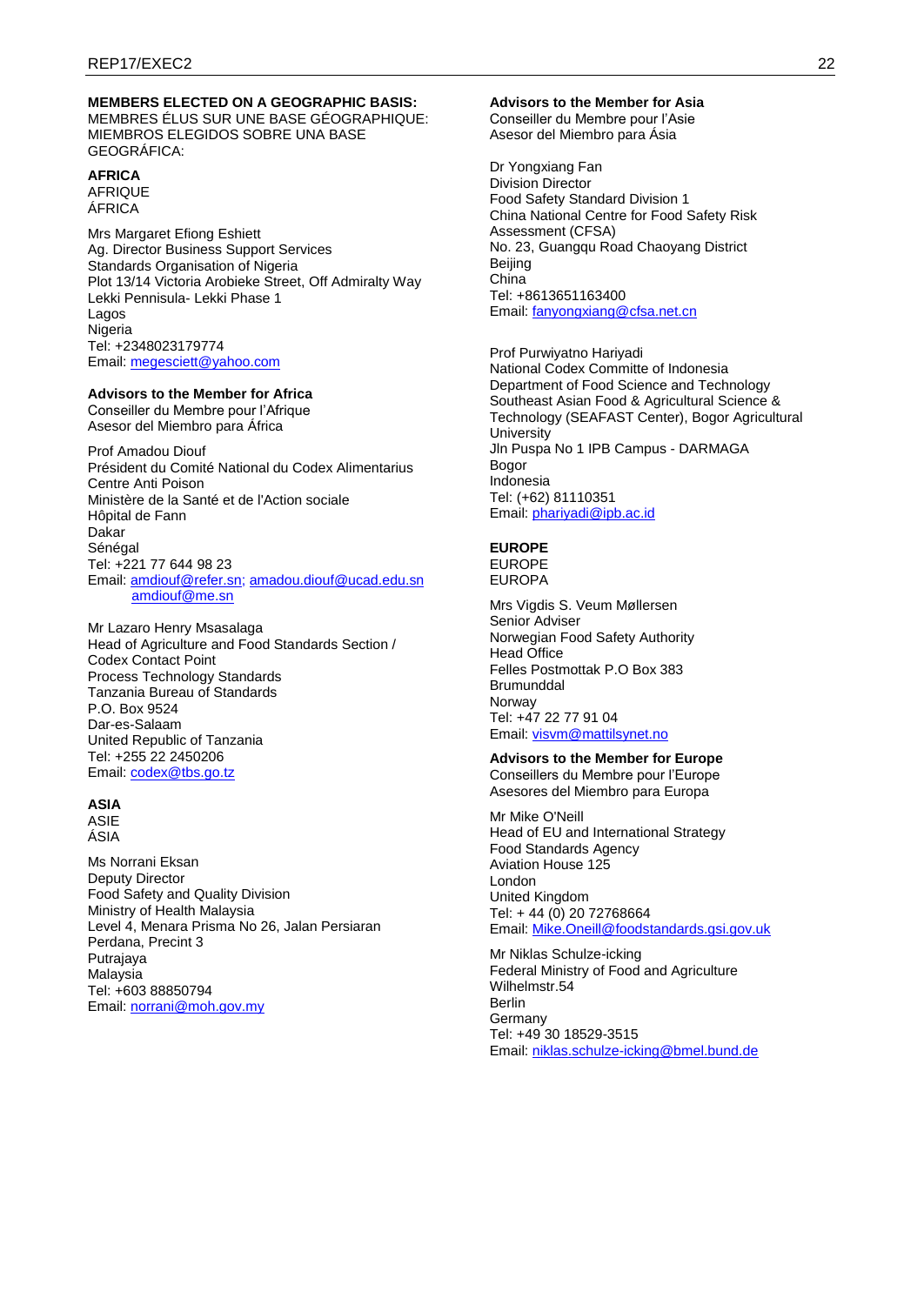**MEMBERS ELECTED ON A GEOGRAPHIC BASIS:**
MEMBRES ÉLUS SUR UNE BASE GÉOGRAPHIQUE:
MIEMBROS ELEGIDOS SOBRE UNA BASE GEOGRÁFICA:

**AFRICA**
AFRIQUE
ÁFRICA

Mrs Margaret Efiong Eshiett
Ag. Director Business Support Services
Standards Organisation of Nigeria
Plot 13/14 Victoria Arobieke Street, Off Admiralty Way
Lekki Pennisula- Lekki Phase 1
Lagos
Nigeria
Tel: +2348023179774
Email: megesciett@yahoo.com

**Advisors to the Member for Africa**
Conseiller du Membre pour l'Afrique
Asesor del Miembro para África

Prof Amadou Diouf
Président du Comité National du Codex Alimentarius
Centre Anti Poison
Ministère de la Santé et de l'Action sociale
Hôpital de Fann
Dakar
Sénégal
Tel: +221 77 644 98 23
Email: amdiouf@refer.sn; amadou.diouf@ucad.edu.sn
amdiouf@me.sn

Mr Lazaro Henry Msasalaga
Head of Agriculture and Food Standards Section /
Codex Contact Point
Process Technology Standards
Tanzania Bureau of Standards
P.O. Box 9524
Dar-es-Salaam
United Republic of Tanzania
Tel: +255 22 2450206
Email: codex@tbs.go.tz

**ASIA**
ASIE
ÁSIA

Ms Norrani Eksan
Deputy Director
Food Safety and Quality Division
Ministry of Health Malaysia
Level 4, Menara Prisma No 26, Jalan Persiaran
Perdana, Precint 3
Putrajaya
Malaysia
Tel: +603 88850794
Email: norrani@moh.gov.my

**Advisors to the Member for Asia**
Conseiller du Membre pour l'Asie
Asesor del Miembro para Ásia

Dr Yongxiang Fan
Division Director
Food Safety Standard Division 1
China National Centre for Food Safety Risk Assessment (CFSA)
No. 23, Guangqu Road Chaoyang District
Beijing
China
Tel: +8613651163400
Email: fanyongxiang@cfsa.net.cn

Prof Purwiyatno Hariyadi
National Codex Committe of Indonesia
Department of Food Science and Technology
Southeast Asian Food & Agricultural Science & Technology (SEAFAST Center), Bogor Agricultural University
Jln Puspa No 1 IPB Campus - DARMAGA
Bogor
Indonesia
Tel: (+62) 81110351
Email: phariyadi@ipb.ac.id

**EUROPE**
EUROPE
EUROPA

Mrs Vigdis S. Veum Møllersen
Senior Adviser
Norwegian Food Safety Authority
Head Office
Felles Postmottak P.O Box 383
Brumunddal
Norway
Tel: +47 22 77 91 04
Email: visvm@mattilsynet.no

**Advisors to the Member for Europe**
Conseillers du Membre pour l'Europe
Asesores del Miembro para Europa

Mr Mike O'Neill
Head of EU and International Strategy
Food Standards Agency
Aviation House 125
London
United Kingdom
Tel: + 44 (0) 20 72768664
Email: Mike.Oneill@foodstandards.gsi.gov.uk

Mr Niklas Schulze-icking
Federal Ministry of Food and Agriculture
Wilhelmstr.54
Berlin
Germany
Tel: +49 30 18529-3515
Email: niklas.schulze-icking@bmel.bund.de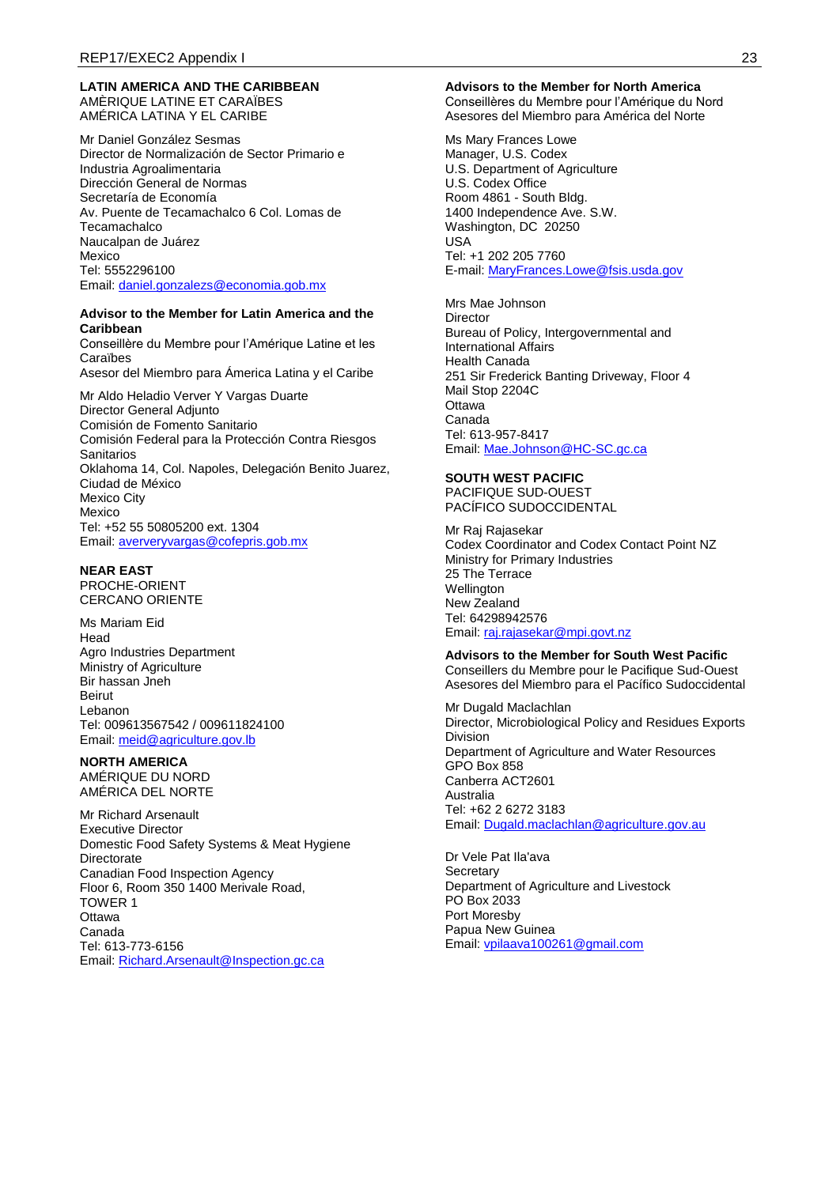**LATIN AMERICA AND THE CARIBBEAN**
AMÈRIQUE LATINE ET CARAÏBES
AMÉRICA LATINA Y EL CARIBE

Mr Daniel González Sesmas
Director de Normalización de Sector Primario e Industria Agroalimentaria
Dirección General de Normas
Secretaría de Economía
Av. Puente de Tecamachalco 6 Col. Lomas de Tecamachalco
Naucalpan de Juárez
Mexico
Tel: 5552296100
Email: daniel.gonzalezs@economia.gob.mx

**Advisor to the Member for Latin America and the Caribbean**
Conseillère du Membre pour l'Amérique Latine et les Caraïbes
Asesor del Miembro para Ámerica Latina y el Caribe

Mr Aldo Heladio Verver Y Vargas Duarte
Director General Adjunto
Comisión de Fomento Sanitario
Comisión Federal para la Protección Contra Riesgos Sanitarios
Oklahoma 14, Col. Napoles, Delegación Benito Juarez, Ciudad de México
Mexico City
Mexico
Tel: +52 55 50805200 ext. 1304
Email: aververyvargas@cofepris.gob.mx

**NEAR EAST**
PROCHE-ORIENT
CERCANO ORIENTE

Ms Mariam Eid
Head
Agro Industries Department
Ministry of Agriculture
Bir hassan Jneh
Beirut
Lebanon
Tel: 009613567542 / 009611824100
Email: meid@agriculture.gov.lb

**NORTH AMERICA**
AMÉRIQUE DU NORD
AMÉRICA DEL NORTE

Mr Richard Arsenault
Executive Director
Domestic Food Safety Systems & Meat Hygiene Directorate
Canadian Food Inspection Agency
Floor 6, Room 350 1400 Merivale Road, TOWER 1
Ottawa
Canada
Tel: 613-773-6156
Email: Richard.Arsenault@Inspection.gc.ca

**Advisors to the Member for North America**
Conseillères du Membre pour l'Amérique du Nord
Asesores del Miembro para América del Norte

Ms Mary Frances Lowe
Manager, U.S. Codex
U.S. Department of Agriculture
U.S. Codex Office
Room 4861 - South Bldg.
1400 Independence Ave. S.W.
Washington, DC 20250
USA
Tel: +1 202 205 7760
E-mail: MaryFrances.Lowe@fsis.usda.gov

Mrs Mae Johnson
Director
Bureau of Policy, Intergovernmental and International Affairs
Health Canada
251 Sir Frederick Banting Driveway, Floor 4
Mail Stop 2204C
Ottawa
Canada
Tel: 613-957-8417
Email: Mae.Johnson@HC-SC.gc.ca

**SOUTH WEST PACIFIC**
PACIFIQUE SUD-OUEST
PACÍFICO SUDOCCIDENTAL

Mr Raj Rajasekar
Codex Coordinator and Codex Contact Point NZ
Ministry for Primary Industries
25 The Terrace
Wellington
New Zealand
Tel: 64298942576
Email: raj.rajasekar@mpi.govt.nz

**Advisors to the Member for South West Pacific**
Conseillers du Membre pour le Pacifique Sud-Ouest
Asesores del Miembro para el Pacífico Sudoccidental

Mr Dugald Maclachlan
Director, Microbiological Policy and Residues Exports Division
Department of Agriculture and Water Resources
GPO Box 858
Canberra ACT2601
Australia
Tel: +62 2 6272 3183
Email: Dugald.maclachlan@agriculture.gov.au

Dr Vele Pat Ila'ava
Secretary
Department of Agriculture and Livestock
PO Box 2033
Port Moresby
Papua New Guinea
Email: vpilaava100261@gmail.com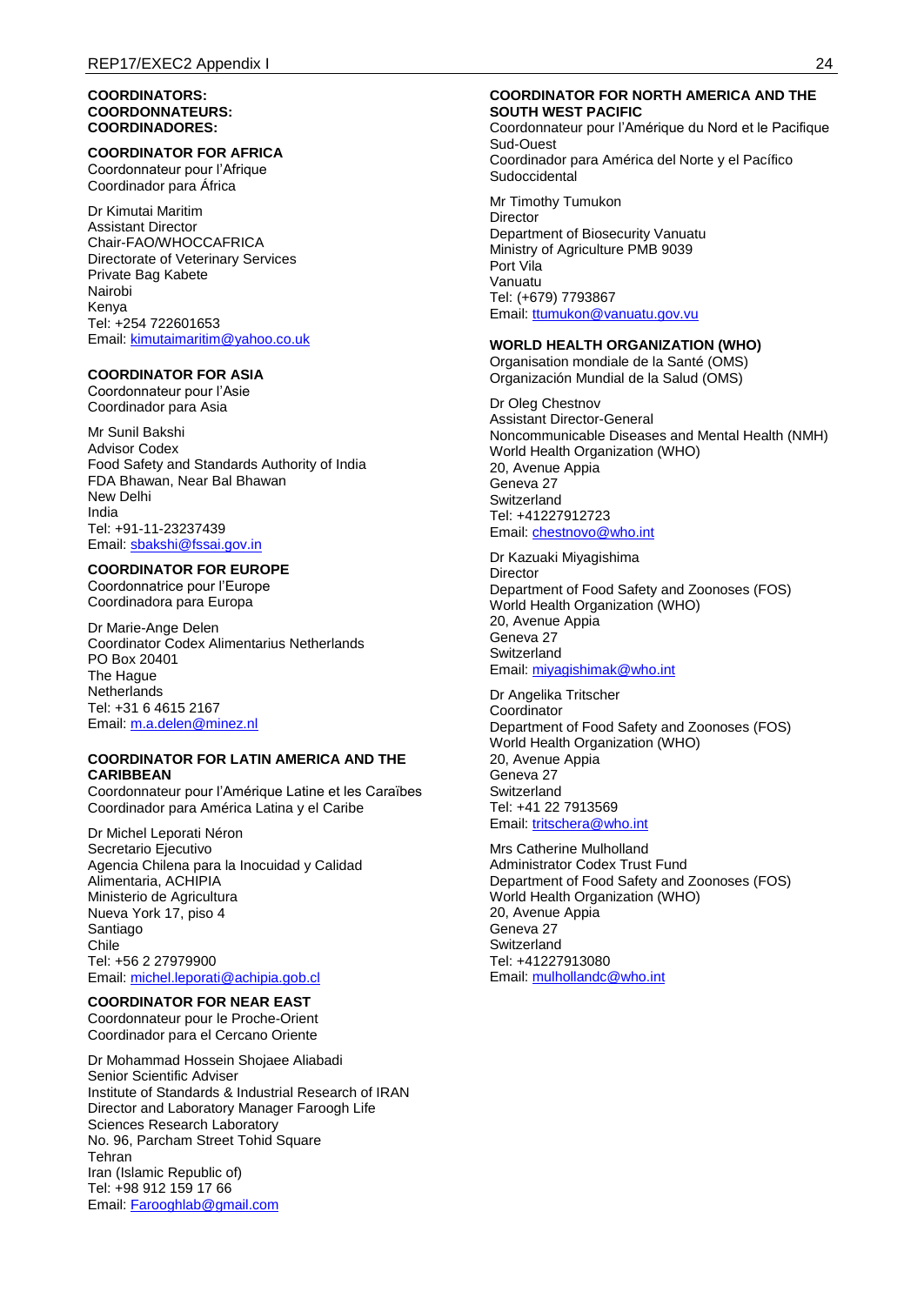**COORDINATORS:**
**COORDONNATEURS:**
**COORDINADORES:**

**COORDINATOR FOR AFRICA**
Coordonnateur pour l'Afrique
Coordinador para África

Dr Kimutai Maritim
Assistant Director
Chair-FAO/WHOCCAFRICA
Directorate of Veterinary Services
Private Bag Kabete
Nairobi
Kenya
Tel: +254 722601653
Email: kimutaimaritim@yahoo.co.uk

**COORDINATOR FOR ASIA**
Coordonnateur pour l'Asie
Coordinador para Asia

Mr Sunil Bakshi
Advisor Codex
Food Safety and Standards Authority of India
FDA Bhawan, Near Bal Bhawan
New Delhi
India
Tel: +91-11-23237439
Email: sbakshi@fssai.gov.in

**COORDINATOR FOR EUROPE**
Coordonnatrice pour l'Europe
Coordinadora para Europa

Dr Marie-Ange Delen
Coordinator Codex Alimentarius Netherlands
PO Box 20401
The Hague
Netherlands
Tel: +31 6 4615 2167
Email: m.a.delen@minez.nl

**COORDINATOR FOR LATIN AMERICA AND THE CARIBBEAN**
Coordonnateur pour l'Amérique Latine et les Caraïbes
Coordinador para América Latina y el Caribe

Dr Michel Leporati Néron
Secretario Ejecutivo
Agencia Chilena para la Inocuidad y Calidad Alimentaria, ACHIPIA
Ministerio de Agricultura
Nueva York 17, piso 4
Santiago
Chile
Tel: +56 2 27979900
Email: michel.leporati@achipia.gob.cl

**COORDINATOR FOR NEAR EAST**
Coordonnateur pour le Proche-Orient
Coordinador para el Cercano Oriente

Dr Mohammad Hossein Shojaee Aliabadi
Senior Scientific Adviser
Institute of Standards & Industrial Research of IRAN
Director and Laboratory Manager Faroogh Life Sciences Research Laboratory
No. 96, Parcham Street Tohid Square
Tehran
Iran (Islamic Republic of)
Tel: +98 912 159 17 66
Email: Farooghlab@gmail.com

**COORDINATOR FOR NORTH AMERICA AND THE SOUTH WEST PACIFIC**
Coordonnateur pour l'Amérique du Nord et le Pacifique Sud-Ouest
Coordinador para América del Norte y el Pacífico Sudoccidental

Mr Timothy Tumukon
Director
Department of Biosecurity Vanuatu
Ministry of Agriculture PMB 9039
Port Vila
Vanuatu
Tel: (+679) 7793867
Email: ttumukon@vanuatu.gov.vu

**WORLD HEALTH ORGANIZATION (WHO)**
Organisation mondiale de la Santé (OMS)
Organización Mundial de la Salud (OMS)

Dr Oleg Chestnov
Assistant Director-General
Noncommunicable Diseases and Mental Health (NMH)
World Health Organization (WHO)
20, Avenue Appia
Geneva 27
Switzerland
Tel: +41227912723
Email: chestnovo@who.int

Dr Kazuaki Miyagishima
Director
Department of Food Safety and Zoonoses (FOS)
World Health Organization (WHO)
20, Avenue Appia
Geneva 27
Switzerland
Email: miyagishimak@who.int

Dr Angelika Tritscher
Coordinator
Department of Food Safety and Zoonoses (FOS)
World Health Organization (WHO)
20, Avenue Appia
Geneva 27
Switzerland
Tel: +41 22 7913569
Email: tritschera@who.int

Mrs Catherine Mulholland
Administrator Codex Trust Fund
Department of Food Safety and Zoonoses (FOS)
World Health Organization (WHO)
20, Avenue Appia
Geneva 27
Switzerland
Tel: +41227913080
Email: mulhollandc@who.int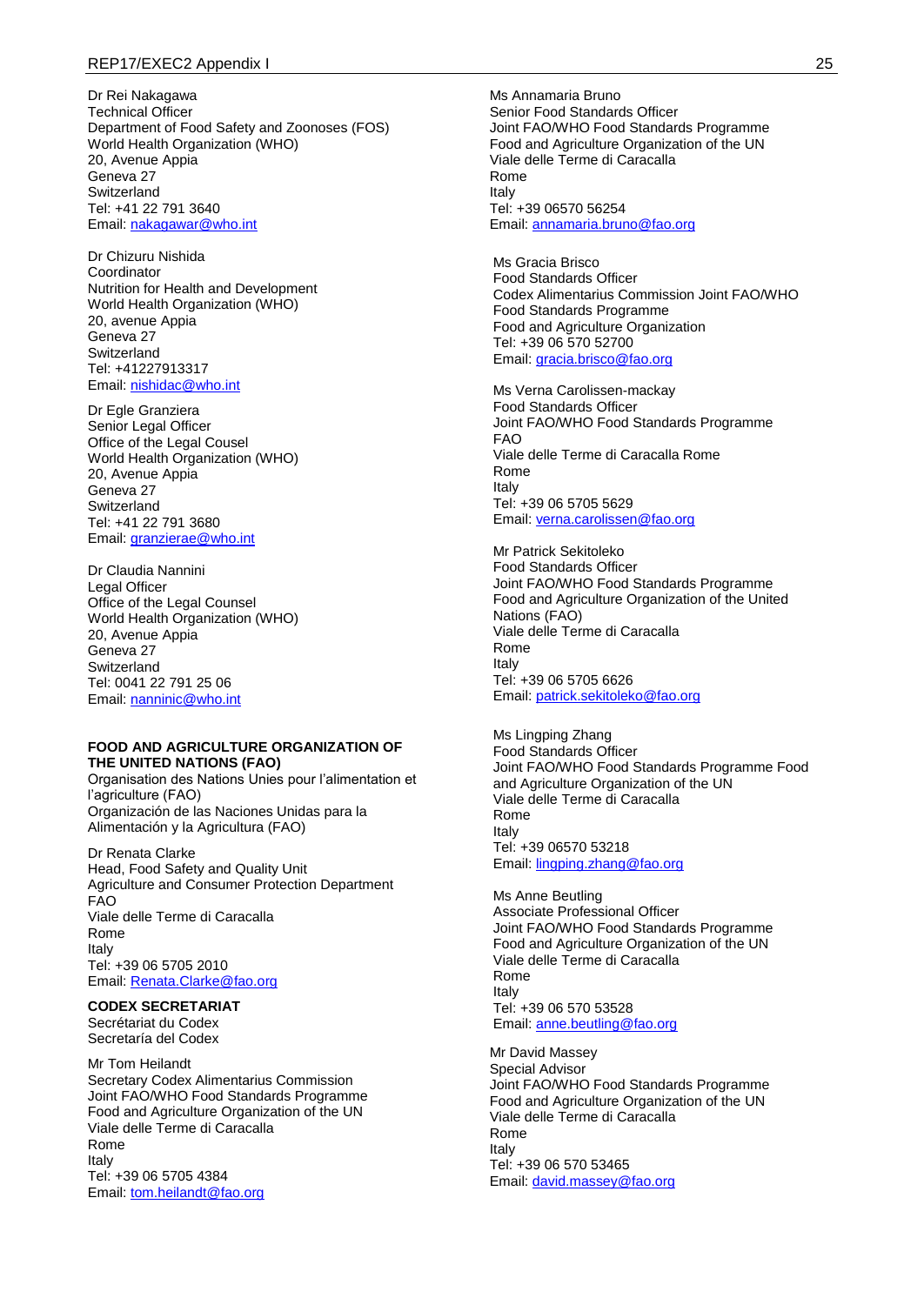Dr Rei Nakagawa
Technical Officer
Department of Food Safety and Zoonoses (FOS)
World Health Organization (WHO)
20, Avenue Appia
Geneva 27
Switzerland
Tel: +41 22 791 3640
Email: nakagawar@who.int

Dr Chizuru Nishida
Coordinator
Nutrition for Health and Development
World Health Organization (WHO)
20, avenue Appia
Geneva 27
Switzerland
Tel: +41227913317
Email: nishidac@who.int

Dr Egle Granziera
Senior Legal Officer
Office of the Legal Cousel
World Health Organization (WHO)
20, Avenue Appia
Geneva 27
Switzerland
Tel: +41 22 791 3680
Email: granzierae@who.int

Dr Claudia Nannini
Legal Officer
Office of the Legal Counsel
World Health Organization (WHO)
20, Avenue Appia
Geneva 27
Switzerland
Tel: 0041 22 791 25 06
Email: nanninic@who.int

**FOOD AND AGRICULTURE ORGANIZATION OF THE UNITED NATIONS (FAO)**
Organisation des Nations Unies pour l'alimentation et l'agriculture (FAO)
Organización de las Naciones Unidas para la Alimentación y la Agricultura (FAO)

Dr Renata Clarke
Head, Food Safety and Quality Unit
Agriculture and Consumer Protection Department
FAO
Viale delle Terme di Caracalla
Rome
Italy
Tel: +39 06 5705 2010
Email: Renata.Clarke@fao.org

**CODEX SECRETARIAT**
Secrétariat du Codex
Secretaría del Codex

Mr Tom Heilandt
Secretary Codex Alimentarius Commission
Joint FAO/WHO Food Standards Programme
Food and Agriculture Organization of the UN
Viale delle Terme di Caracalla
Rome
Italy
Tel: +39 06 5705 4384
Email: tom.heilandt@fao.org

Ms Annamaria Bruno
Senior Food Standards Officer
Joint FAO/WHO Food Standards Programme
Food and Agriculture Organization of the UN
Viale delle Terme di Caracalla
Rome
Italy
Tel: +39 06570 56254
Email: annamaria.bruno@fao.org

Ms Gracia Brisco
Food Standards Officer
Codex Alimentarius Commission Joint FAO/WHO Food Standards Programme
Food and Agriculture Organization
Tel: +39 06 570 52700
Email: gracia.brisco@fao.org

Ms Verna Carolissen-mackay
Food Standards Officer
Joint FAO/WHO Food Standards Programme
FAO
Viale delle Terme di Caracalla Rome
Rome
Italy
Tel: +39 06 5705 5629
Email: verna.carolissen@fao.org

Mr Patrick Sekitoleko
Food Standards Officer
Joint FAO/WHO Food Standards Programme
Food and Agriculture Organization of the United Nations (FAO)
Viale delle Terme di Caracalla
Rome
Italy
Tel: +39 06 5705 6626
Email: patrick.sekitoleko@fao.org

Ms Lingping Zhang
Food Standards Officer
Joint FAO/WHO Food Standards Programme Food and Agriculture Organization of the UN
Viale delle Terme di Caracalla
Rome
Italy
Tel: +39 06570 53218
Email: lingping.zhang@fao.org

Ms Anne Beutling
Associate Professional Officer
Joint FAO/WHO Food Standards Programme
Food and Agriculture Organization of the UN
Viale delle Terme di Caracalla
Rome
Italy
Tel: +39 06 570 53528
Email: anne.beutling@fao.org

Mr David Massey
Special Advisor
Joint FAO/WHO Food Standards Programme
Food and Agriculture Organization of the UN
Viale delle Terme di Caracalla
Rome
Italy
Tel: +39 06 570 53465
Email: david.massey@fao.org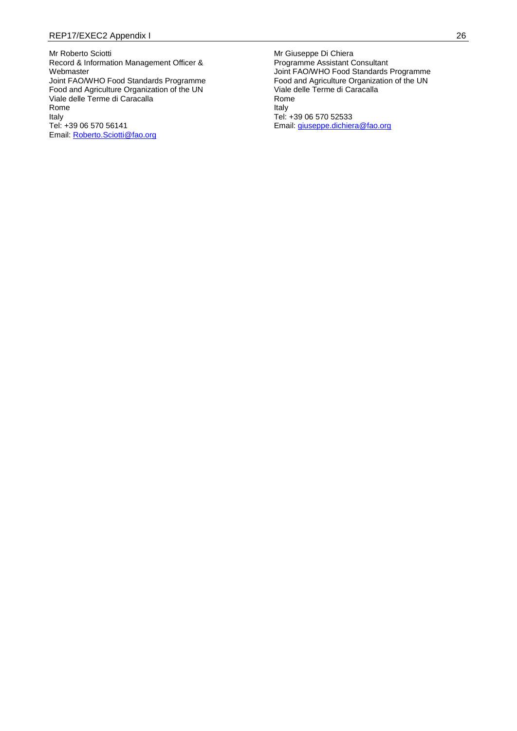Mr Roberto Sciotti
Record & Information Management Officer & Webmaster
Joint FAO/WHO Food Standards Programme
Food and Agriculture Organization of the UN
Viale delle Terme di Caracalla
Rome
Italy
Tel: +39 06 570 56141
Email: Roberto.Sciotti@fao.org

Mr Giuseppe Di Chiera
Programme Assistant Consultant
Joint FAO/WHO Food Standards Programme
Food and Agriculture Organization of the UN
Viale delle Terme di Caracalla
Rome
Italy
Tel: +39 06 570 52533
Email: giuseppe.dichiera@fao.org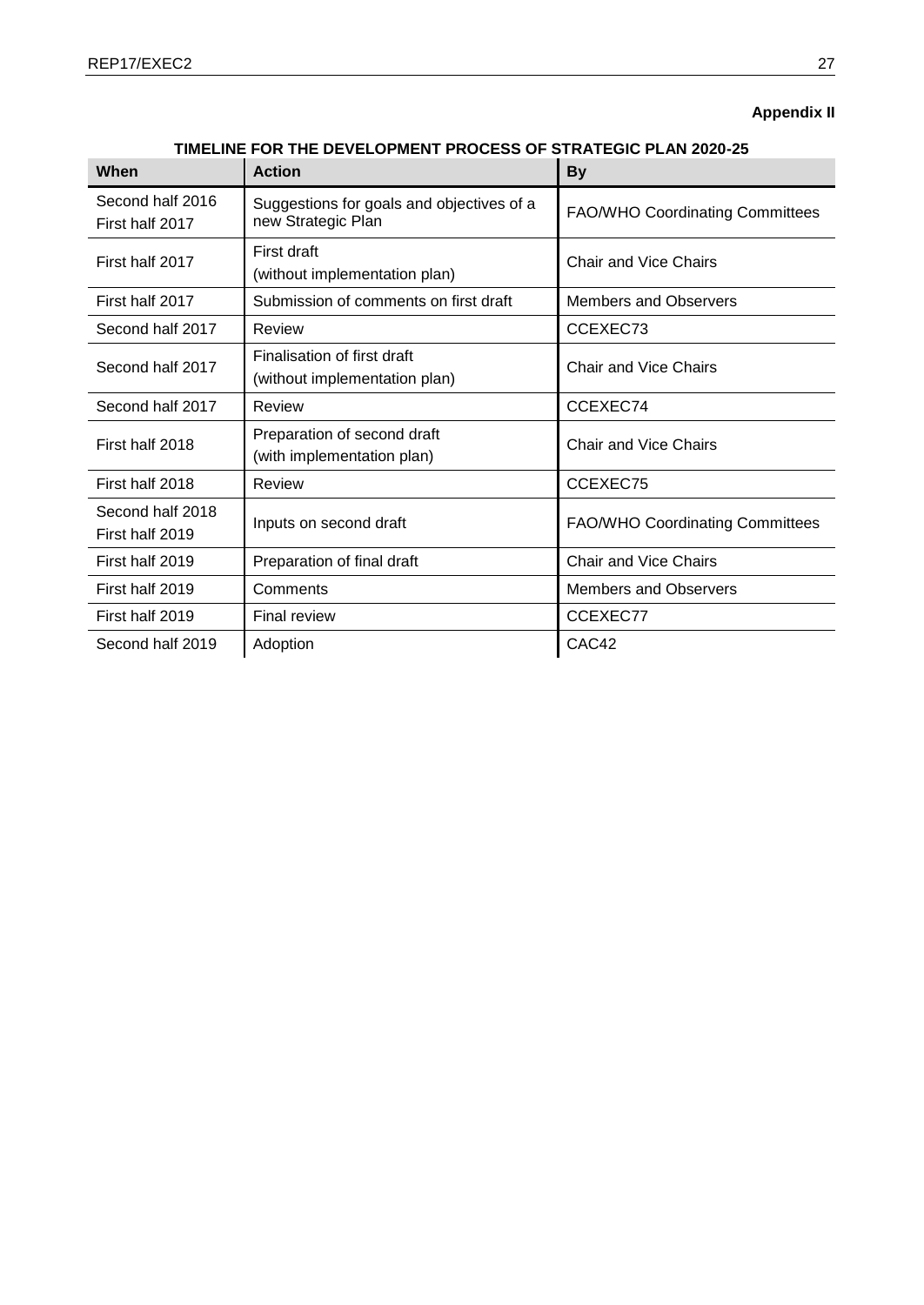**Appendix II**

**TIMELINE FOR THE DEVELOPMENT PROCESS OF STRATEGIC PLAN 2020-25**

| When | Action | By |
|---|---|---|
| Second half 2016<br>First half 2017 | Suggestions for goals and objectives of a new Strategic Plan | FAO/WHO Coordinating Committees |
| First half 2017 | First draft<br>(without implementation plan) | Chair and Vice Chairs |
| First half 2017 | Submission of comments on first draft | Members and Observers |
| Second half 2017 | Review | CCEXEC73 |
| Second half 2017 | Finalisation of first draft<br>(without implementation plan) | Chair and Vice Chairs |
| Second half 2017 | Review | CCEXEC74 |
| First half 2018 | Preparation of second draft<br>(with implementation plan) | Chair and Vice Chairs |
| First half 2018 | Review | CCEXEC75 |
| Second half 2018<br>First half 2019 | Inputs on second draft | FAO/WHO Coordinating Committees |
| First half 2019 | Preparation of final draft | Chair and Vice Chairs |
| First half 2019 | Comments | Members and Observers |
| First half 2019 | Final review | CCEXEC77 |
| Second half 2019 | Adoption | CAC42 |